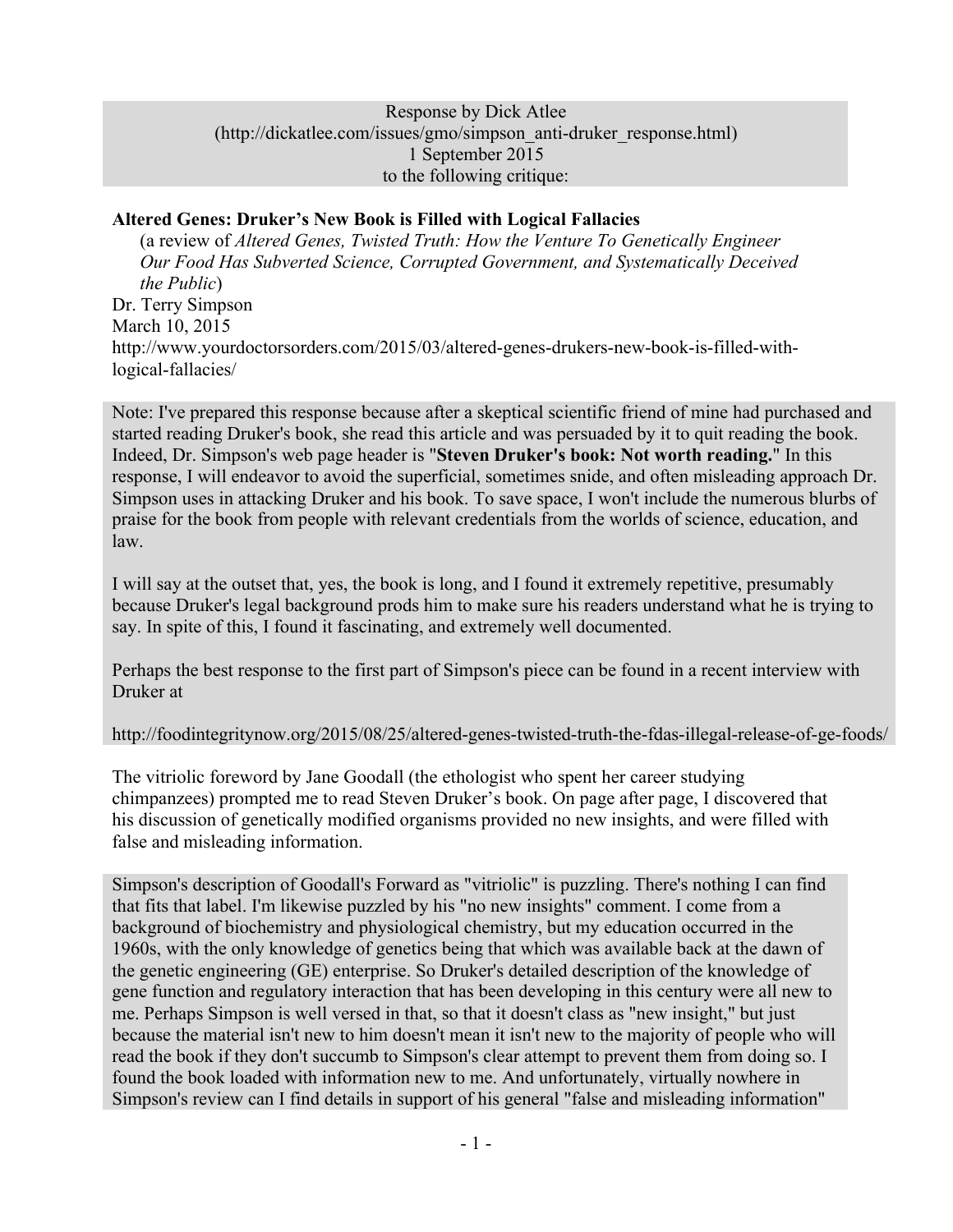Response by Dick Atlee
(http://dickatlee.com/issues/gmo/simpson_anti-druker_response.html)
1 September 2015
to the following critique:

**Altered Genes: Druker's New Book is Filled with Logical Fallacies**
(a review of *Altered Genes, Twisted Truth: How the Venture To Genetically Engineer Our Food Has Subverted Science, Corrupted Government, and Systematically Deceived the Public*)
Dr. Terry Simpson
March 10, 2015
http://www.yourdoctorsorders.com/2015/03/altered-genes-drukers-new-book-is-filled-with-logical-fallacies/

Note: I've prepared this response because after a skeptical scientific friend of mine had purchased and started reading Druker's book, she read this article and was persuaded by it to quit reading the book. Indeed, Dr. Simpson's web page header is "**Steven Druker's book: Not worth reading.**" In this response, I will endeavor to avoid the superficial, sometimes snide, and often misleading approach Dr. Simpson uses in attacking Druker and his book. To save space, I won't include the numerous blurbs of praise for the book from people with relevant credentials from the worlds of science, education, and law.

I will say at the outset that, yes, the book is long, and I found it extremely repetitive, presumably because Druker's legal background prods him to make sure his readers understand what he is trying to say. In spite of this, I found it fascinating, and extremely well documented.

Perhaps the best response to the first part of Simpson's piece can be found in a recent interview with Druker at

http://foodintegritynow.org/2015/08/25/altered-genes-twisted-truth-the-fdas-illegal-release-of-ge-foods/

The vitriolic foreword by Jane Goodall (the ethologist who spent her career studying chimpanzees) prompted me to read Steven Druker's book. On page after page, I discovered that his discussion of genetically modified organisms provided no new insights, and were filled with false and misleading information.

Simpson's description of Goodall's Forward as "vitriolic" is puzzling. There's nothing I can find that fits that label. I'm likewise puzzled by his "no new insights" comment. I come from a background of biochemistry and physiological chemistry, but my education occurred in the 1960s, with the only knowledge of genetics being that which was available back at the dawn of the genetic engineering (GE) enterprise. So Druker's detailed description of the knowledge of gene function and regulatory interaction that has been developing in this century were all new to me. Perhaps Simpson is well versed in that, so that it doesn't class as "new insight," but just because the material isn't new to him doesn't mean it isn't new to the majority of people who will read the book if they don't succumb to Simpson's clear attempt to prevent them from doing so. I found the book loaded with information new to me. And unfortunately, virtually nowhere in Simpson's review can I find details in support of his general "false and misleading information"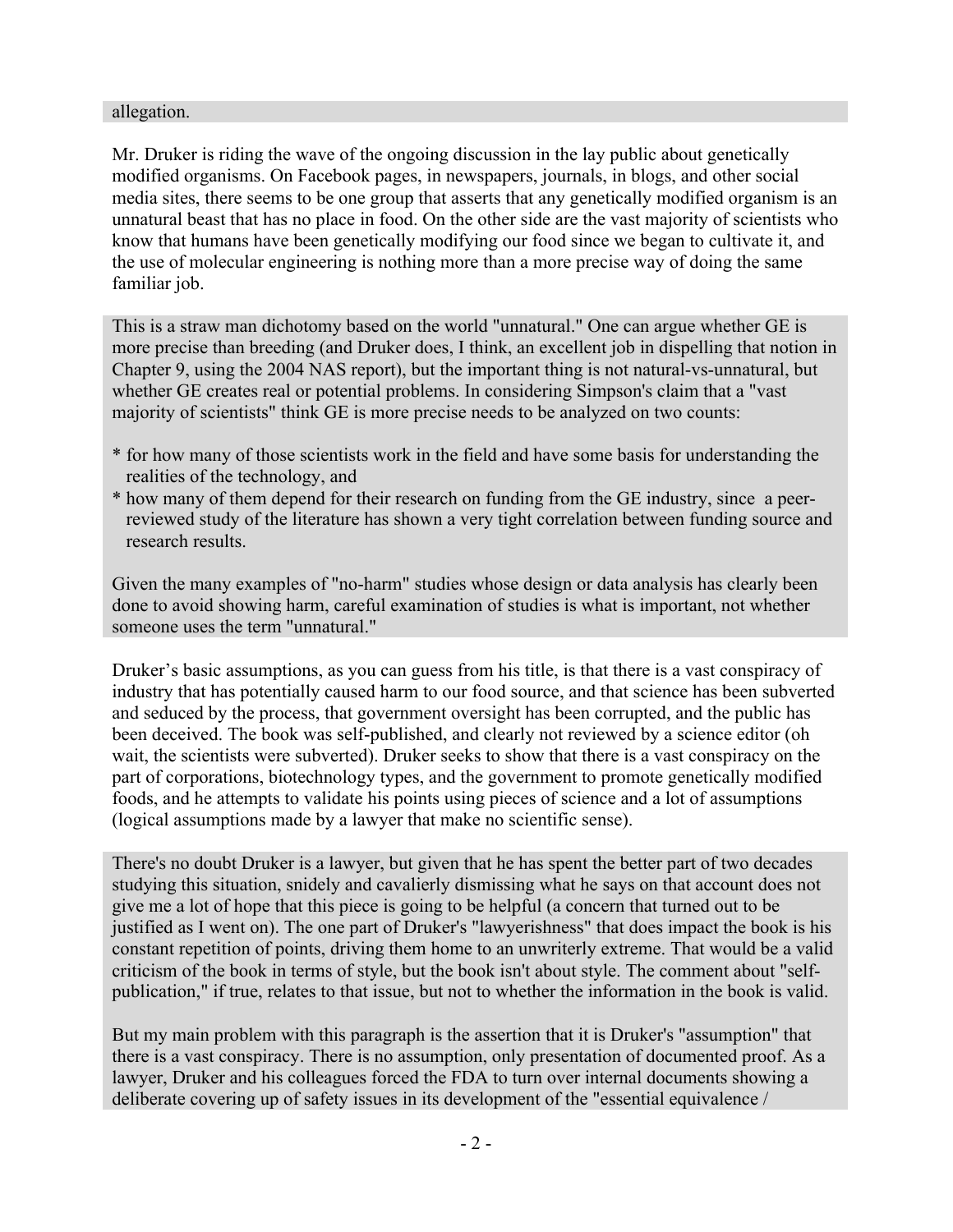allegation.

Mr. Druker is riding the wave of the ongoing discussion in the lay public about genetically modified organisms. On Facebook pages, in newspapers, journals, in blogs, and other social media sites, there seems to be one group that asserts that any genetically modified organism is an unnatural beast that has no place in food. On the other side are the vast majority of scientists who know that humans have been genetically modifying our food since we began to cultivate it, and the use of molecular engineering is nothing more than a more precise way of doing the same familiar job.

This is a straw man dichotomy based on the world "unnatural." One can argue whether GE is more precise than breeding (and Druker does, I think, an excellent job in dispelling that notion in Chapter 9, using the 2004 NAS report), but the important thing is not natural-vs-unnatural, but whether GE creates real or potential problems. In considering Simpson's claim that a "vast majority of scientists" think GE is more precise needs to be analyzed on two counts:

* for how many of those scientists work in the field and have some basis for understanding the realities of the technology, and
* how many of them depend for their research on funding from the GE industry, since a peer-reviewed study of the literature has shown a very tight correlation between funding source and research results.

Given the many examples of "no-harm" studies whose design or data analysis has clearly been done to avoid showing harm, careful examination of studies is what is important, not whether someone uses the term "unnatural."

Druker's basic assumptions, as you can guess from his title, is that there is a vast conspiracy of industry that has potentially caused harm to our food source, and that science has been subverted and seduced by the process, that government oversight has been corrupted, and the public has been deceived. The book was self-published, and clearly not reviewed by a science editor (oh wait, the scientists were subverted). Druker seeks to show that there is a vast conspiracy on the part of corporations, biotechnology types, and the government to promote genetically modified foods, and he attempts to validate his points using pieces of science and a lot of assumptions (logical assumptions made by a lawyer that make no scientific sense).

There's no doubt Druker is a lawyer, but given that he has spent the better part of two decades studying this situation, snidely and cavalierly dismissing what he says on that account does not give me a lot of hope that this piece is going to be helpful (a concern that turned out to be justified as I went on). The one part of Druker's "lawyerishness" that does impact the book is his constant repetition of points, driving them home to an unwriterly extreme. That would be a valid criticism of the book in terms of style, but the book isn't about style. The comment about "self-publication," if true, relates to that issue, but not to whether the information in the book is valid.

But my main problem with this paragraph is the assertion that it is Druker's "assumption" that there is a vast conspiracy. There is no assumption, only presentation of documented proof. As a lawyer, Druker and his colleagues forced the FDA to turn over internal documents showing a deliberate covering up of safety issues in its development of the "essential equivalence /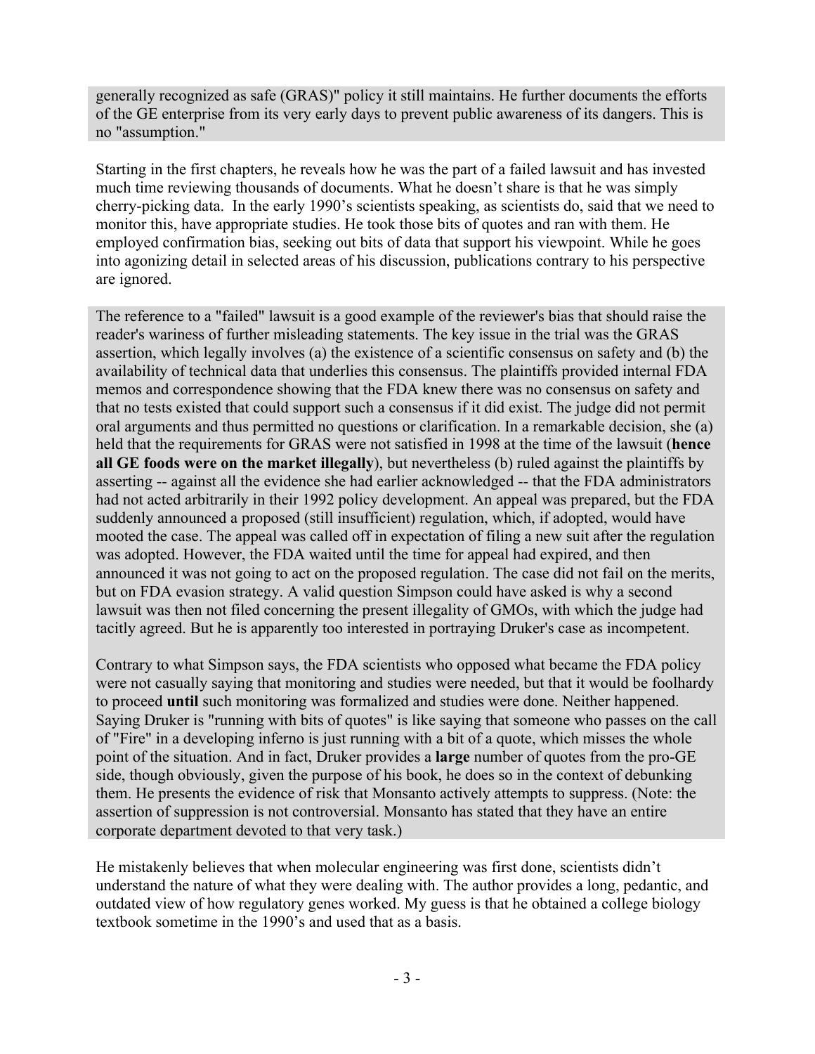generally recognized as safe (GRAS)" policy it still maintains. He further documents the efforts of the GE enterprise from its very early days to prevent public awareness of its dangers. This is no "assumption."

Starting in the first chapters, he reveals how he was the part of a failed lawsuit and has invested much time reviewing thousands of documents. What he doesn't share is that he was simply cherry-picking data. In the early 1990's scientists speaking, as scientists do, said that we need to monitor this, have appropriate studies. He took those bits of quotes and ran with them. He employed confirmation bias, seeking out bits of data that support his viewpoint. While he goes into agonizing detail in selected areas of his discussion, publications contrary to his perspective are ignored.

The reference to a "failed" lawsuit is a good example of the reviewer's bias that should raise the reader's wariness of further misleading statements. The key issue in the trial was the GRAS assertion, which legally involves (a) the existence of a scientific consensus on safety and (b) the availability of technical data that underlies this consensus. The plaintiffs provided internal FDA memos and correspondence showing that the FDA knew there was no consensus on safety and that no tests existed that could support such a consensus if it did exist. The judge did not permit oral arguments and thus permitted no questions or clarification. In a remarkable decision, she (a) held that the requirements for GRAS were not satisfied in 1998 at the time of the lawsuit (**hence all GE foods were on the market illegally**), but nevertheless (b) ruled against the plaintiffs by asserting -- against all the evidence she had earlier acknowledged -- that the FDA administrators had not acted arbitrarily in their 1992 policy development. An appeal was prepared, but the FDA suddenly announced a proposed (still insufficient) regulation, which, if adopted, would have mooted the case. The appeal was called off in expectation of filing a new suit after the regulation was adopted. However, the FDA waited until the time for appeal had expired, and then announced it was not going to act on the proposed regulation. The case did not fail on the merits, but on FDA evasion strategy. A valid question Simpson could have asked is why a second lawsuit was then not filed concerning the present illegality of GMOs, with which the judge had tacitly agreed. But he is apparently too interested in portraying Druker's case as incompetent.

Contrary to what Simpson says, the FDA scientists who opposed what became the FDA policy were not casually saying that monitoring and studies were needed, but that it would be foolhardy to proceed **until** such monitoring was formalized and studies were done. Neither happened. Saying Druker is "running with bits of quotes" is like saying that someone who passes on the call of "Fire" in a developing inferno is just running with a bit of a quote, which misses the whole point of the situation. And in fact, Druker provides a **large** number of quotes from the pro-GE side, though obviously, given the purpose of his book, he does so in the context of debunking them. He presents the evidence of risk that Monsanto actively attempts to suppress. (Note: the assertion of suppression is not controversial. Monsanto has stated that they have an entire corporate department devoted to that very task.)

He mistakenly believes that when molecular engineering was first done, scientists didn't understand the nature of what they were dealing with. The author provides a long, pedantic, and outdated view of how regulatory genes worked. My guess is that he obtained a college biology textbook sometime in the 1990's and used that as a basis.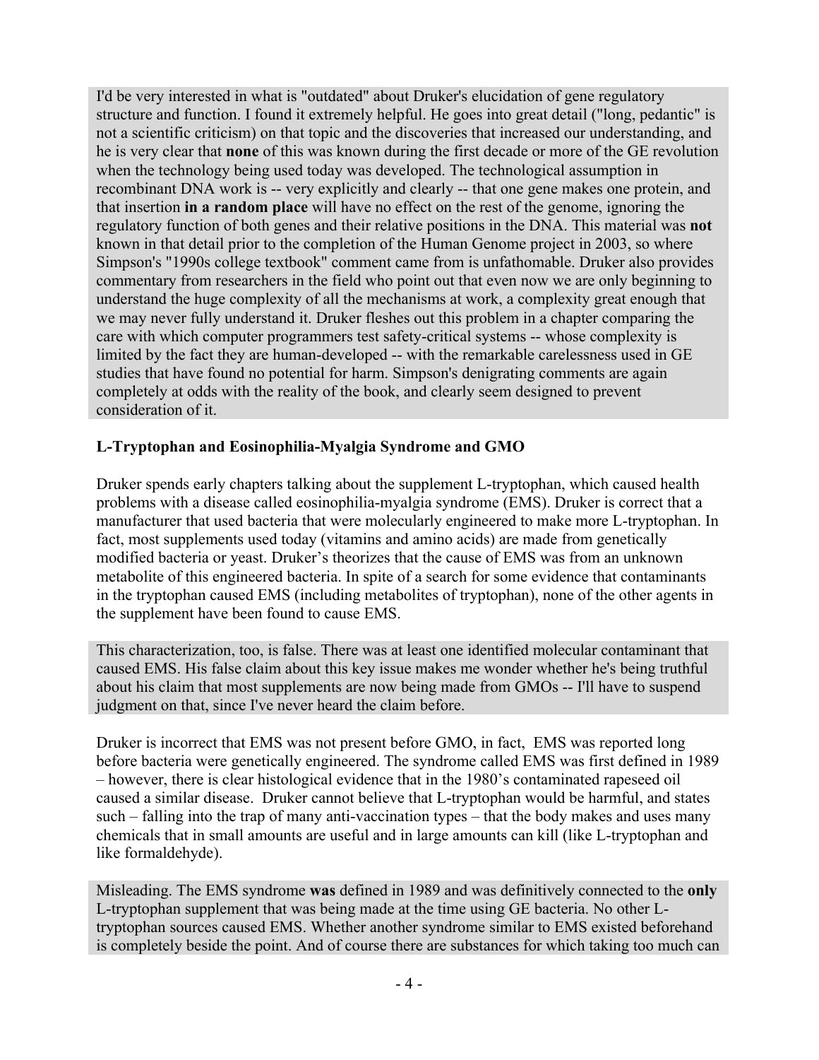I'd be very interested in what is "outdated" about Druker's elucidation of gene regulatory structure and function. I found it extremely helpful. He goes into great detail ("long, pedantic" is not a scientific criticism) on that topic and the discoveries that increased our understanding, and he is very clear that **none** of this was known during the first decade or more of the GE revolution when the technology being used today was developed. The technological assumption in recombinant DNA work is -- very explicitly and clearly -- that one gene makes one protein, and that insertion **in a random place** will have no effect on the rest of the genome, ignoring the regulatory function of both genes and their relative positions in the DNA. This material was **not** known in that detail prior to the completion of the Human Genome project in 2003, so where Simpson's "1990s college textbook" comment came from is unfathomable. Druker also provides commentary from researchers in the field who point out that even now we are only beginning to understand the huge complexity of all the mechanisms at work, a complexity great enough that we may never fully understand it. Druker fleshes out this problem in a chapter comparing the care with which computer programmers test safety-critical systems -- whose complexity is limited by the fact they are human-developed -- with the remarkable carelessness used in GE studies that have found no potential for harm. Simpson's denigrating comments are again completely at odds with the reality of the book, and clearly seem designed to prevent consideration of it.

### L-Tryptophan and Eosinophilia-Myalgia Syndrome and GMO

Druker spends early chapters talking about the supplement L-tryptophan, which caused health problems with a disease called eosinophilia-myalgia syndrome (EMS). Druker is correct that a manufacturer that used bacteria that were molecularly engineered to make more L-tryptophan. In fact, most supplements used today (vitamins and amino acids) are made from genetically modified bacteria or yeast. Druker's theorizes that the cause of EMS was from an unknown metabolite of this engineered bacteria. In spite of a search for some evidence that contaminants in the tryptophan caused EMS (including metabolites of tryptophan), none of the other agents in the supplement have been found to cause EMS.

This characterization, too, is false. There was at least one identified molecular contaminant that caused EMS. His false claim about this key issue makes me wonder whether he's being truthful about his claim that most supplements are now being made from GMOs -- I'll have to suspend judgment on that, since I've never heard the claim before.

Druker is incorrect that EMS was not present before GMO, in fact, EMS was reported long before bacteria were genetically engineered. The syndrome called EMS was first defined in 1989 – however, there is clear histological evidence that in the 1980's contaminated rapeseed oil caused a similar disease. Druker cannot believe that L-tryptophan would be harmful, and states such – falling into the trap of many anti-vaccination types – that the body makes and uses many chemicals that in small amounts are useful and in large amounts can kill (like L-tryptophan and like formaldehyde).

Misleading. The EMS syndrome **was** defined in 1989 and was definitively connected to the **only** L-tryptophan supplement that was being made at the time using GE bacteria. No other L-tryptophan sources caused EMS. Whether another syndrome similar to EMS existed beforehand is completely beside the point. And of course there are substances for which taking too much can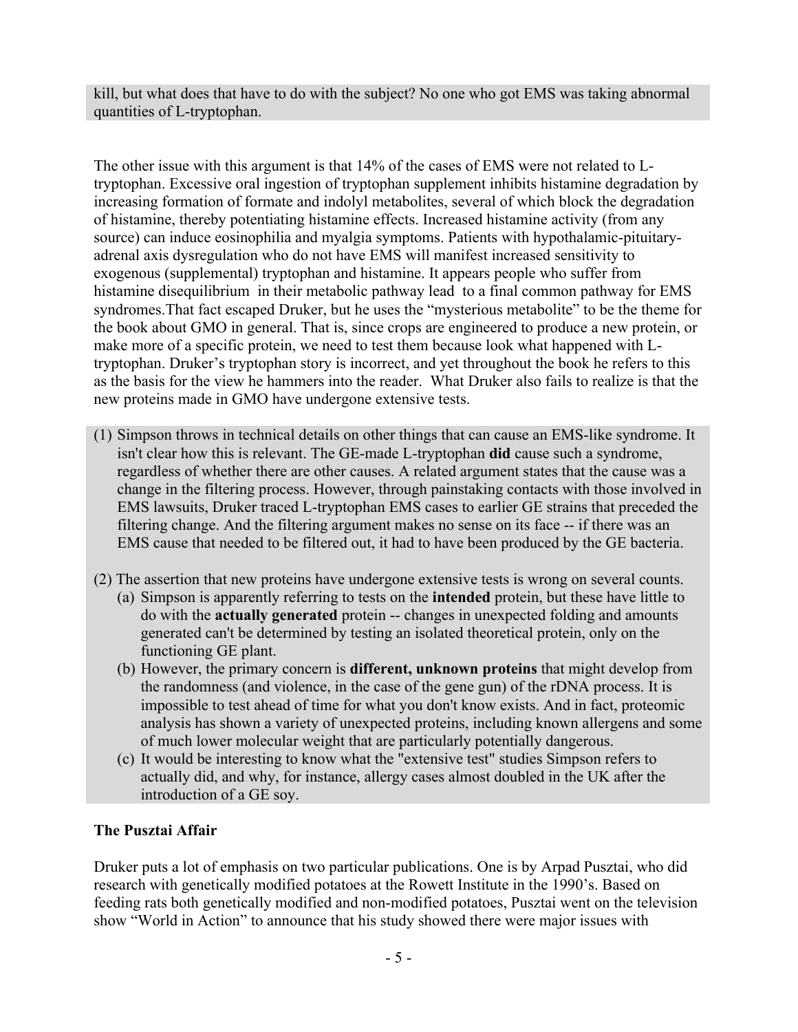kill, but what does that have to do with the subject? No one who got EMS was taking abnormal quantities of L-tryptophan.

The other issue with this argument is that 14% of the cases of EMS were not related to L-tryptophan. Excessive oral ingestion of tryptophan supplement inhibits histamine degradation by increasing formation of formate and indolyl metabolites, several of which block the degradation of histamine, thereby potentiating histamine effects. Increased histamine activity (from any source) can induce eosinophilia and myalgia symptoms. Patients with hypothalamic-pituitary-adrenal axis dysregulation who do not have EMS will manifest increased sensitivity to exogenous (supplemental) tryptophan and histamine. It appears people who suffer from histamine disequilibrium in their metabolic pathway lead to a final common pathway for EMS syndromes.That fact escaped Druker, but he uses the "mysterious metabolite" to be the theme for the book about GMO in general. That is, since crops are engineered to produce a new protein, or make more of a specific protein, we need to test them because look what happened with L-tryptophan. Druker's tryptophan story is incorrect, and yet throughout the book he refers to this as the basis for the view he hammers into the reader. What Druker also fails to realize is that the new proteins made in GMO have undergone extensive tests.

(1) Simpson throws in technical details on other things that can cause an EMS-like syndrome. It isn't clear how this is relevant. The GE-made L-tryptophan **did** cause such a syndrome, regardless of whether there are other causes. A related argument states that the cause was a change in the filtering process. However, through painstaking contacts with those involved in EMS lawsuits, Druker traced L-tryptophan EMS cases to earlier GE strains that preceded the filtering change. And the filtering argument makes no sense on its face -- if there was an EMS cause that needed to be filtered out, it had to have been produced by the GE bacteria.

(2) The assertion that new proteins have undergone extensive tests is wrong on several counts.
   (a) Simpson is apparently referring to tests on the **intended** protein, but these have little to do with the **actually generated** protein -- changes in unexpected folding and amounts generated can't be determined by testing an isolated theoretical protein, only on the functioning GE plant.
   (b) However, the primary concern is **different, unknown proteins** that might develop from the randomness (and violence, in the case of the gene gun) of the rDNA process. It is impossible to test ahead of time for what you don't know exists. And in fact, proteomic analysis has shown a variety of unexpected proteins, including known allergens and some of much lower molecular weight that are particularly potentially dangerous.
   (c) It would be interesting to know what the "extensive test" studies Simpson refers to actually did, and why, for instance, allergy cases almost doubled in the UK after the introduction of a GE soy.

**The Pusztai Affair**

Druker puts a lot of emphasis on two particular publications. One is by Arpad Pusztai, who did research with genetically modified potatoes at the Rowett Institute in the 1990's. Based on feeding rats both genetically modified and non-modified potatoes, Pusztai went on the television show "World in Action" to announce that his study showed there were major issues with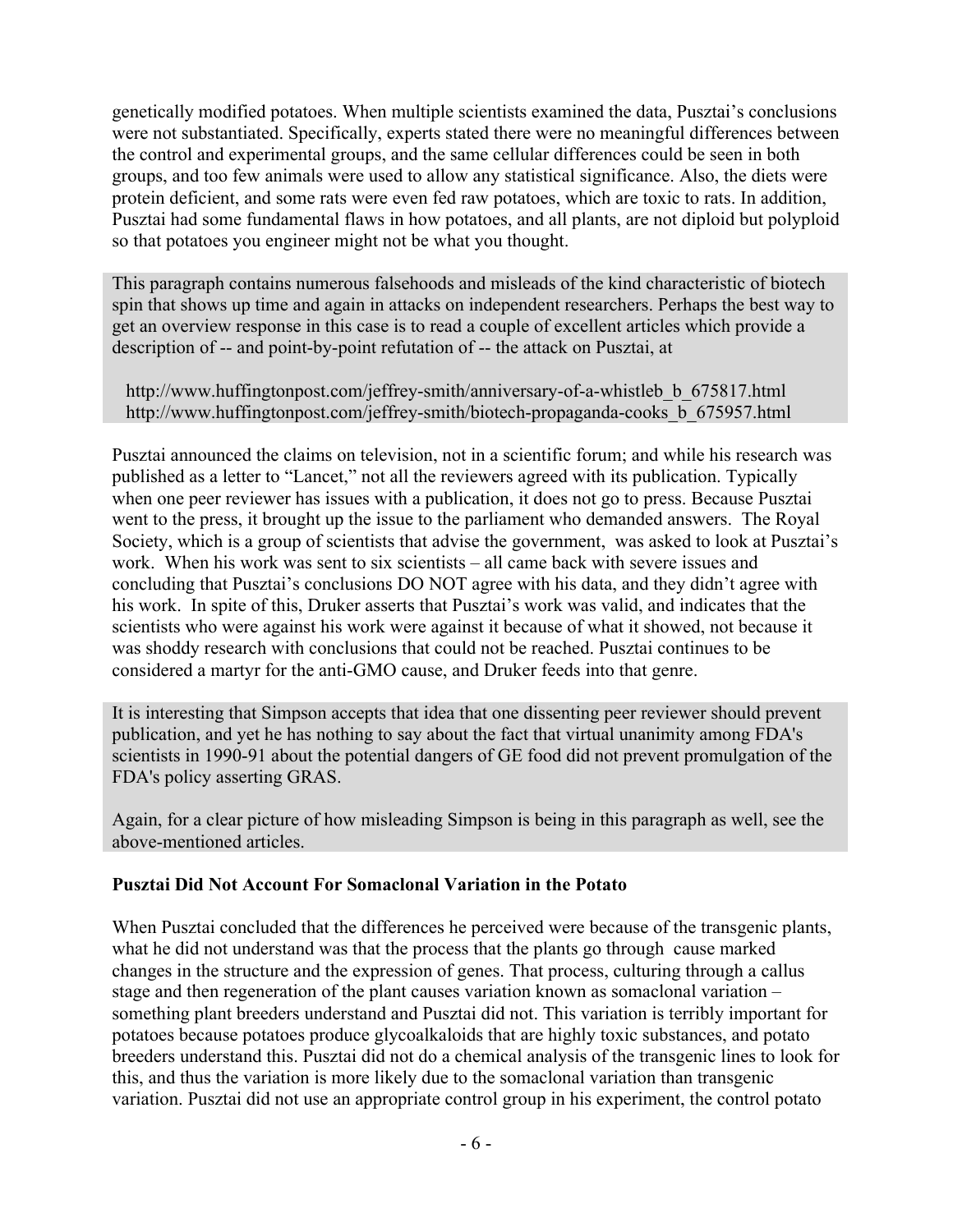genetically modified potatoes. When multiple scientists examined the data, Pusztai's conclusions were not substantiated. Specifically, experts stated there were no meaningful differences between the control and experimental groups, and the same cellular differences could be seen in both groups, and too few animals were used to allow any statistical significance. Also, the diets were protein deficient, and some rats were even fed raw potatoes, which are toxic to rats. In addition, Pusztai had some fundamental flaws in how potatoes, and all plants, are not diploid but polyploid so that potatoes you engineer might not be what you thought.

> This paragraph contains numerous falsehoods and misleads of the kind characteristic of biotech spin that shows up time and again in attacks on independent researchers. Perhaps the best way to get an overview response in this case is to read a couple of excellent articles which provide a description of -- and point-by-point refutation of -- the attack on Pusztai, at
>
> http://www.huffingtonpost.com/jeffrey-smith/anniversary-of-a-whistleb_b_675817.html
> http://www.huffingtonpost.com/jeffrey-smith/biotech-propaganda-cooks_b_675957.html

Pusztai announced the claims on television, not in a scientific forum; and while his research was published as a letter to "Lancet," not all the reviewers agreed with its publication. Typically when one peer reviewer has issues with a publication, it does not go to press. Because Pusztai went to the press, it brought up the issue to the parliament who demanded answers. The Royal Society, which is a group of scientists that advise the government, was asked to look at Pusztai's work. When his work was sent to six scientists – all came back with severe issues and concluding that Pusztai's conclusions DO NOT agree with his data, and they didn't agree with his work. In spite of this, Druker asserts that Pusztai's work was valid, and indicates that the scientists who were against his work were against it because of what it showed, not because it was shoddy research with conclusions that could not be reached. Pusztai continues to be considered a martyr for the anti-GMO cause, and Druker feeds into that genre.

> It is interesting that Simpson accepts that idea that one dissenting peer reviewer should prevent publication, and yet he has nothing to say about the fact that virtual unanimity among FDA's scientists in 1990-91 about the potential dangers of GE food did not prevent promulgation of the FDA's policy asserting GRAS.
>
> Again, for a clear picture of how misleading Simpson is being in this paragraph as well, see the above-mentioned articles.

**Pusztai Did Not Account For Somaclonal Variation in the Potato**

When Pusztai concluded that the differences he perceived were because of the transgenic plants, what he did not understand was that the process that the plants go through cause marked changes in the structure and the expression of genes. That process, culturing through a callus stage and then regeneration of the plant causes variation known as somaclonal variation – something plant breeders understand and Pusztai did not. This variation is terribly important for potatoes because potatoes produce glycoalkaloids that are highly toxic substances, and potato breeders understand this. Pusztai did not do a chemical analysis of the transgenic lines to look for this, and thus the variation is more likely due to the somaclonal variation than transgenic variation. Pusztai did not use an appropriate control group in his experiment, the control potato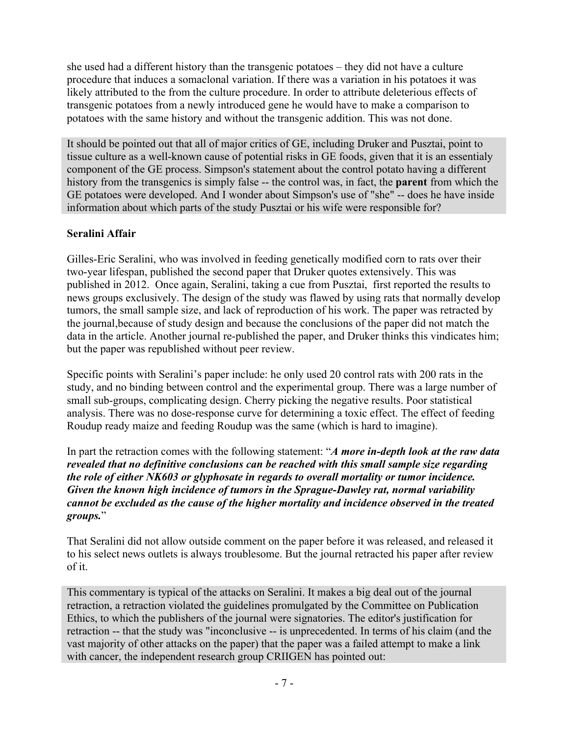she used had a different history than the transgenic potatoes – they did not have a culture procedure that induces a somaclonal variation. If there was a variation in his potatoes it was likely attributed to the from the culture procedure. In order to attribute deleterious effects of transgenic potatoes from a newly introduced gene he would have to make a comparison to potatoes with the same history and without the transgenic addition. This was not done.

It should be pointed out that all of major critics of GE, including Druker and Pusztai, point to tissue culture as a well-known cause of potential risks in GE foods, given that it is an essentialy component of the GE process. Simpson's statement about the control potato having a different history from the transgenics is simply false -- the control was, in fact, the **parent** from which the GE potatoes were developed. And I wonder about Simpson's use of "she" -- does he have inside information about which parts of the study Pusztai or his wife were responsible for?

**Seralini Affair**

Gilles-Eric Seralini, who was involved in feeding genetically modified corn to rats over their two-year lifespan, published the second paper that Druker quotes extensively. This was published in 2012. Once again, Seralini, taking a cue from Pusztai, first reported the results to news groups exclusively. The design of the study was flawed by using rats that normally develop tumors, the small sample size, and lack of reproduction of his work. The paper was retracted by the journal,because of study design and because the conclusions of the paper did not match the data in the article. Another journal re-published the paper, and Druker thinks this vindicates him; but the paper was republished without peer review.

Specific points with Seralini's paper include: he only used 20 control rats with 200 rats in the study, and no binding between control and the experimental group. There was a large number of small sub-groups, complicating design. Cherry picking the negative results. Poor statistical analysis. There was no dose-response curve for determining a toxic effect. The effect of feeding Roudup ready maize and feeding Roudup was the same (which is hard to imagine).

In part the retraction comes with the following statement: "***A more in-depth look at the raw data revealed that no definitive conclusions can be reached with this small sample size regarding the role of either NK603 or glyphosate in regards to overall mortality or tumor incidence. Given the known high incidence of tumors in the Sprague-Dawley rat, normal variability cannot be excluded as the cause of the higher mortality and incidence observed in the treated groups.***"

That Seralini did not allow outside comment on the paper before it was released, and released it to his select news outlets is always troublesome. But the journal retracted his paper after review of it.

This commentary is typical of the attacks on Seralini. It makes a big deal out of the journal retraction, a retraction violated the guidelines promulgated by the Committee on Publication Ethics, to which the publishers of the journal were signatories. The editor's justification for retraction -- that the study was "inconclusive -- is unprecedented. In terms of his claim (and the vast majority of other attacks on the paper) that the paper was a failed attempt to make a link with cancer, the independent research group CRIIGEN has pointed out: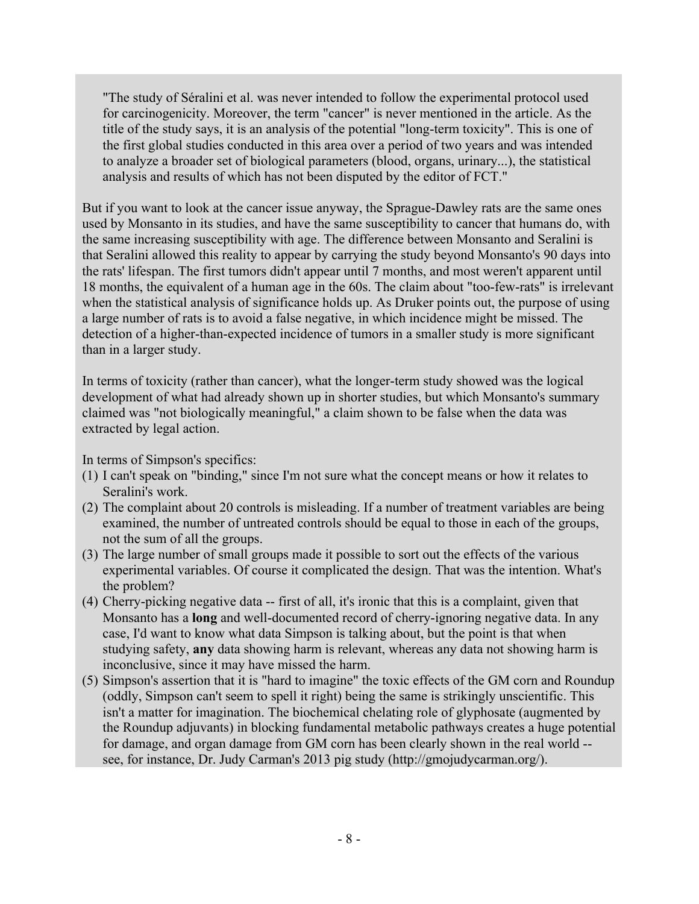> "The study of Séralini et al. was never intended to follow the experimental protocol used for carcinogenicity. Moreover, the term "cancer" is never mentioned in the article. As the title of the study says, it is an analysis of the potential "long-term toxicity". This is one of the first global studies conducted in this area over a period of two years and was intended to analyze a broader set of biological parameters (blood, organs, urinary...), the statistical analysis and results of which has not been disputed by the editor of FCT."

But if you want to look at the cancer issue anyway, the Sprague-Dawley rats are the same ones used by Monsanto in its studies, and have the same susceptibility to cancer that humans do, with the same increasing susceptibility with age. The difference between Monsanto and Seralini is that Seralini allowed this reality to appear by carrying the study beyond Monsanto's 90 days into the rats' lifespan. The first tumors didn't appear until 7 months, and most weren't apparent until 18 months, the equivalent of a human age in the 60s. The claim about "too-few-rats" is irrelevant when the statistical analysis of significance holds up. As Druker points out, the purpose of using a large number of rats is to avoid a false negative, in which incidence might be missed. The detection of a higher-than-expected incidence of tumors in a smaller study is more significant than in a larger study.

In terms of toxicity (rather than cancer), what the longer-term study showed was the logical development of what had already shown up in shorter studies, but which Monsanto's summary claimed was "not biologically meaningful," a claim shown to be false when the data was extracted by legal action.

In terms of Simpson's specifics:

(1) I can't speak on "binding," since I'm not sure what the concept means or how it relates to Seralini's work.

(2) The complaint about 20 controls is misleading. If a number of treatment variables are being examined, the number of untreated controls should be equal to those in each of the groups, not the sum of all the groups.

(3) The large number of small groups made it possible to sort out the effects of the various experimental variables. Of course it complicated the design. That was the intention. What's the problem?

(4) Cherry-picking negative data -- first of all, it's ironic that this is a complaint, given that Monsanto has a **long** and well-documented record of cherry-ignoring negative data. In any case, I'd want to know what data Simpson is talking about, but the point is that when studying safety, **any** data showing harm is relevant, whereas any data not showing harm is inconclusive, since it may have missed the harm.

(5) Simpson's assertion that it is "hard to imagine" the toxic effects of the GM corn and Roundup (oddly, Simpson can't seem to spell it right) being the same is strikingly unscientific. This isn't a matter for imagination. The biochemical chelating role of glyphosate (augmented by the Roundup adjuvants) in blocking fundamental metabolic pathways creates a huge potential for damage, and organ damage from GM corn has been clearly shown in the real world -- see, for instance, Dr. Judy Carman's 2013 pig study (http://gmojudycarman.org/).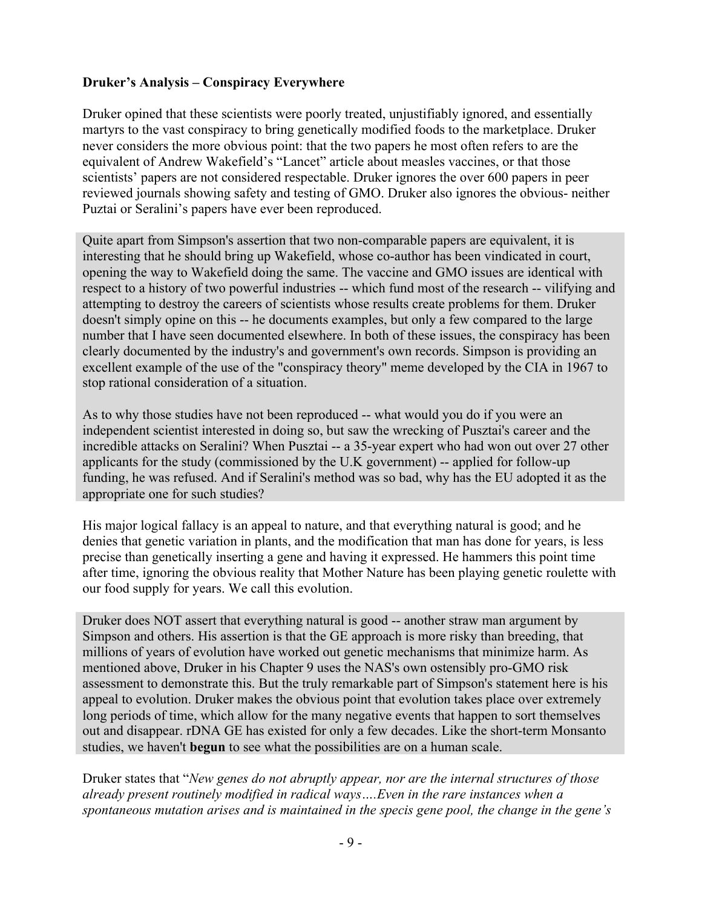**Druker's Analysis – Conspiracy Everywhere**

Druker opined that these scientists were poorly treated, unjustifiably ignored, and essentially martyrs to the vast conspiracy to bring genetically modified foods to the marketplace. Druker never considers the more obvious point: that the two papers he most often refers to are the equivalent of Andrew Wakefield's "Lancet" article about measles vaccines, or that those scientists' papers are not considered respectable. Druker ignores the over 600 papers in peer reviewed journals showing safety and testing of GMO. Druker also ignores the obvious- neither Puztai or Seralini's papers have ever been reproduced.

Quite apart from Simpson's assertion that two non-comparable papers are equivalent, it is interesting that he should bring up Wakefield, whose co-author has been vindicated in court, opening the way to Wakefield doing the same. The vaccine and GMO issues are identical with respect to a history of two powerful industries -- which fund most of the research -- vilifying and attempting to destroy the careers of scientists whose results create problems for them. Druker doesn't simply opine on this -- he documents examples, but only a few compared to the large number that I have seen documented elsewhere. In both of these issues, the conspiracy has been clearly documented by the industry's and government's own records. Simpson is providing an excellent example of the use of the "conspiracy theory" meme developed by the CIA in 1967 to stop rational consideration of a situation.

As to why those studies have not been reproduced -- what would you do if you were an independent scientist interested in doing so, but saw the wrecking of Pusztai's career and the incredible attacks on Seralini? When Pusztai -- a 35-year expert who had won out over 27 other applicants for the study (commissioned by the U.K government) -- applied for follow-up funding, he was refused. And if Seralini's method was so bad, why has the EU adopted it as the appropriate one for such studies?

His major logical fallacy is an appeal to nature, and that everything natural is good; and he denies that genetic variation in plants, and the modification that man has done for years, is less precise than genetically inserting a gene and having it expressed. He hammers this point time after time, ignoring the obvious reality that Mother Nature has been playing genetic roulette with our food supply for years. We call this evolution.

Druker does NOT assert that everything natural is good -- another straw man argument by Simpson and others. His assertion is that the GE approach is more risky than breeding, that millions of years of evolution have worked out genetic mechanisms that minimize harm. As mentioned above, Druker in his Chapter 9 uses the NAS's own ostensibly pro-GMO risk assessment to demonstrate this. But the truly remarkable part of Simpson's statement here is his appeal to evolution. Druker makes the obvious point that evolution takes place over extremely long periods of time, which allow for the many negative events that happen to sort themselves out and disappear. rDNA GE has existed for only a few decades. Like the short-term Monsanto studies, we haven't **begun** to see what the possibilities are on a human scale.

Druker states that "*New genes do not abruptly appear, nor are the internal structures of those already present routinely modified in radical ways….Even in the rare instances when a spontaneous mutation arises and is maintained in the specis gene pool, the change in the gene's*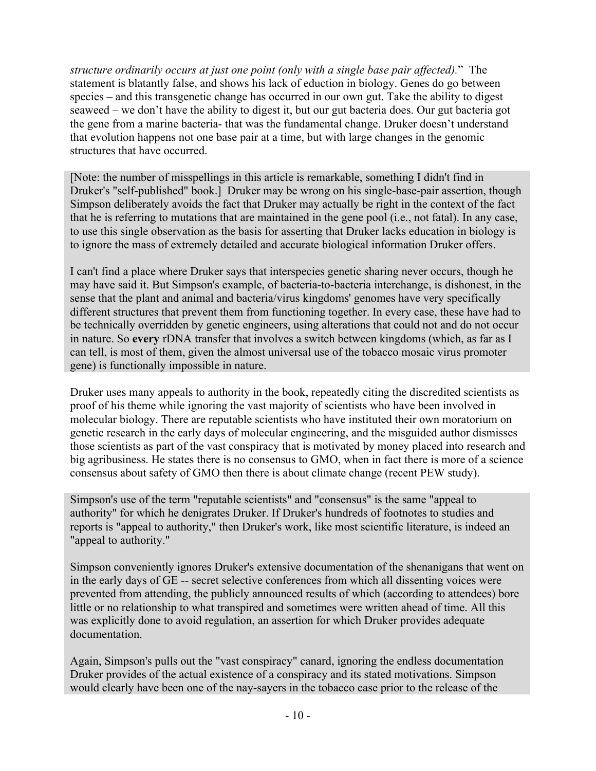*structure ordinarily occurs at just one point (only with a single base pair affected).*" The statement is blatantly false, and shows his lack of eduction in biology. Genes do go between species – and this transgenetic change has occurred in our own gut. Take the ability to digest seaweed – we don't have the ability to digest it, but our gut bacteria does. Our gut bacteria got the gene from a marine bacteria- that was the fundamental change. Druker doesn't understand that evolution happens not one base pair at a time, but with large changes in the genomic structures that have occurred.

[Note: the number of misspellings in this article is remarkable, something I didn't find in Druker's "self-published" book.] Druker may be wrong on his single-base-pair assertion, though Simpson deliberately avoids the fact that Druker may actually be right in the context of the fact that he is referring to mutations that are maintained in the gene pool (i.e., not fatal). In any case, to use this single observation as the basis for asserting that Druker lacks education in biology is to ignore the mass of extremely detailed and accurate biological information Druker offers.

I can't find a place where Druker says that interspecies genetic sharing never occurs, though he may have said it. But Simpson's example, of bacteria-to-bacteria interchange, is dishonest, in the sense that the plant and animal and bacteria/virus kingdoms' genomes have very specifically different structures that prevent them from functioning together. In every case, these have had to be technically overridden by genetic engineers, using alterations that could not and do not occur in nature. So **every** rDNA transfer that involves a switch between kingdoms (which, as far as I can tell, is most of them, given the almost universal use of the tobacco mosaic virus promoter gene) is functionally impossible in nature.

Druker uses many appeals to authority in the book, repeatedly citing the discredited scientists as proof of his theme while ignoring the vast majority of scientists who have been involved in molecular biology. There are reputable scientists who have instituted their own moratorium on genetic research in the early days of molecular engineering, and the misguided author dismisses those scientists as part of the vast conspiracy that is motivated by money placed into research and big agribusiness. He states there is no consensus to GMO, when in fact there is more of a science consensus about safety of GMO then there is about climate change (recent PEW study).

Simpson's use of the term "reputable scientists" and "consensus" is the same "appeal to authority" for which he denigrates Druker. If Druker's hundreds of footnotes to studies and reports is "appeal to authority," then Druker's work, like most scientific literature, is indeed an "appeal to authority."

Simpson conveniently ignores Druker's extensive documentation of the shenanigans that went on in the early days of GE -- secret selective conferences from which all dissenting voices were prevented from attending, the publicly announced results of which (according to attendees) bore little or no relationship to what transpired and sometimes were written ahead of time. All this was explicitly done to avoid regulation, an assertion for which Druker provides adequate documentation.

Again, Simpson's pulls out the "vast conspiracy" canard, ignoring the endless documentation Druker provides of the actual existence of a conspiracy and its stated motivations. Simpson would clearly have been one of the nay-sayers in the tobacco case prior to the release of the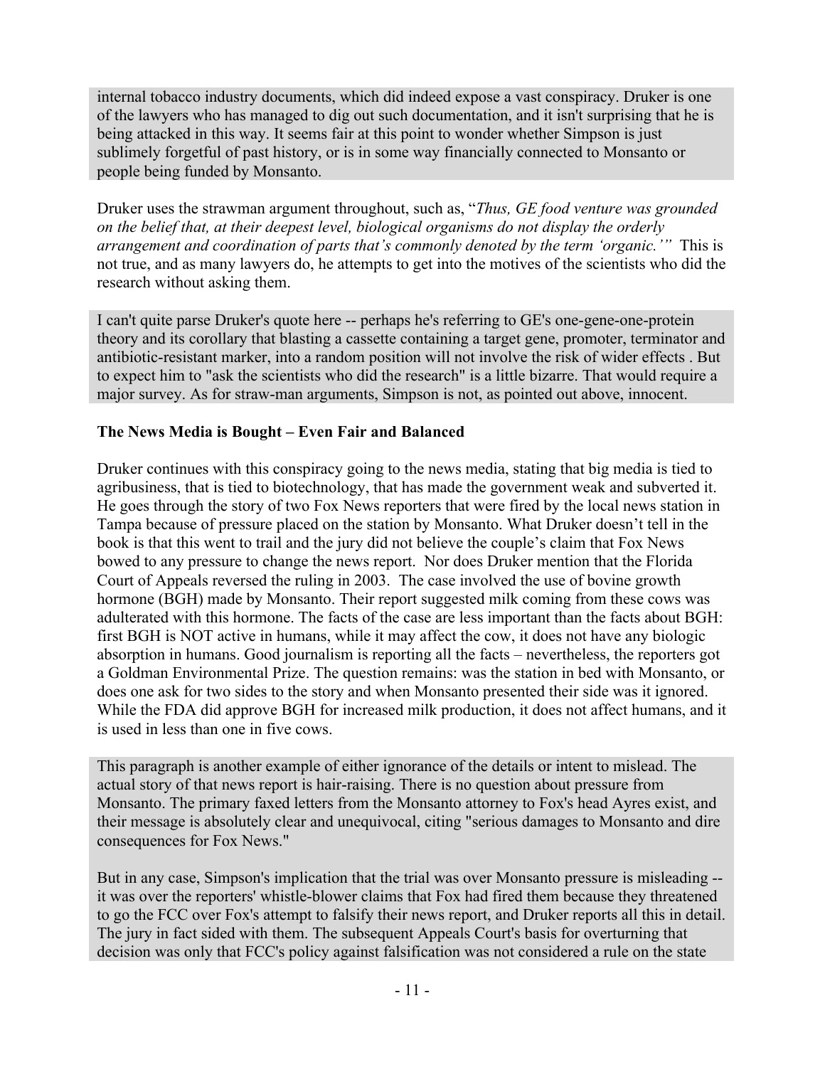internal tobacco industry documents, which did indeed expose a vast conspiracy. Druker is one of the lawyers who has managed to dig out such documentation, and it isn't surprising that he is being attacked in this way. It seems fair at this point to wonder whether Simpson is just sublimely forgetful of past history, or is in some way financially connected to Monsanto or people being funded by Monsanto.

Druker uses the strawman argument throughout, such as, "*Thus, GE food venture was grounded on the belief that, at their deepest level, biological organisms do not display the orderly arrangement and coordination of parts that's commonly denoted by the term 'organic.'"* This is not true, and as many lawyers do, he attempts to get into the motives of the scientists who did the research without asking them.

I can't quite parse Druker's quote here -- perhaps he's referring to GE's one-gene-one-protein theory and its corollary that blasting a cassette containing a target gene, promoter, terminator and antibiotic-resistant marker, into a random position will not involve the risk of wider effects . But to expect him to "ask the scientists who did the research" is a little bizarre. That would require a major survey. As for straw-man arguments, Simpson is not, as pointed out above, innocent.

**The News Media is Bought – Even Fair and Balanced**

Druker continues with this conspiracy going to the news media, stating that big media is tied to agribusiness, that is tied to biotechnology, that has made the government weak and subverted it. He goes through the story of two Fox News reporters that were fired by the local news station in Tampa because of pressure placed on the station by Monsanto. What Druker doesn't tell in the book is that this went to trail and the jury did not believe the couple's claim that Fox News bowed to any pressure to change the news report. Nor does Druker mention that the Florida Court of Appeals reversed the ruling in 2003. The case involved the use of bovine growth hormone (BGH) made by Monsanto. Their report suggested milk coming from these cows was adulterated with this hormone. The facts of the case are less important than the facts about BGH: first BGH is NOT active in humans, while it may affect the cow, it does not have any biologic absorption in humans. Good journalism is reporting all the facts – nevertheless, the reporters got a Goldman Environmental Prize. The question remains: was the station in bed with Monsanto, or does one ask for two sides to the story and when Monsanto presented their side was it ignored. While the FDA did approve BGH for increased milk production, it does not affect humans, and it is used in less than one in five cows.

This paragraph is another example of either ignorance of the details or intent to mislead. The actual story of that news report is hair-raising. There is no question about pressure from Monsanto. The primary faxed letters from the Monsanto attorney to Fox's head Ayres exist, and their message is absolutely clear and unequivocal, citing "serious damages to Monsanto and dire consequences for Fox News."

But in any case, Simpson's implication that the trial was over Monsanto pressure is misleading -- it was over the reporters' whistle-blower claims that Fox had fired them because they threatened to go the FCC over Fox's attempt to falsify their news report, and Druker reports all this in detail. The jury in fact sided with them. The subsequent Appeals Court's basis for overturning that decision was only that FCC's policy against falsification was not considered a rule on the state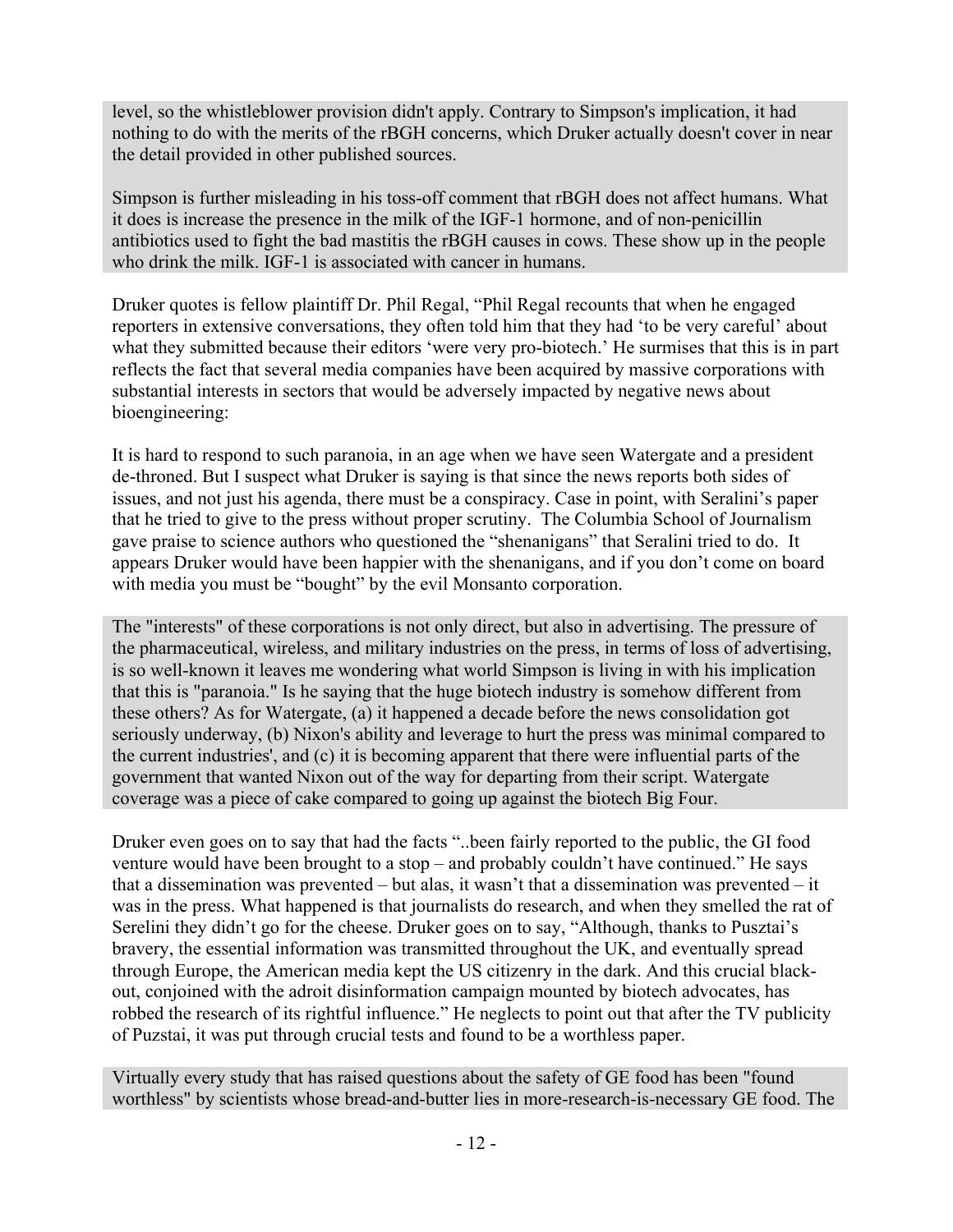level, so the whistleblower provision didn't apply. Contrary to Simpson's implication, it had nothing to do with the merits of the rBGH concerns, which Druker actually doesn't cover in near the detail provided in other published sources.

Simpson is further misleading in his toss-off comment that rBGH does not affect humans. What it does is increase the presence in the milk of the IGF-1 hormone, and of non-penicillin antibiotics used to fight the bad mastitis the rBGH causes in cows. These show up in the people who drink the milk. IGF-1 is associated with cancer in humans.

Druker quotes is fellow plaintiff Dr. Phil Regal, "Phil Regal recounts that when he engaged reporters in extensive conversations, they often told him that they had 'to be very careful' about what they submitted because their editors 'were very pro-biotech.' He surmises that this is in part reflects the fact that several media companies have been acquired by massive corporations with substantial interests in sectors that would be adversely impacted by negative news about bioengineering:

It is hard to respond to such paranoia, in an age when we have seen Watergate and a president de-throned. But I suspect what Druker is saying is that since the news reports both sides of issues, and not just his agenda, there must be a conspiracy. Case in point, with Seralini's paper that he tried to give to the press without proper scrutiny. The Columbia School of Journalism gave praise to science authors who questioned the "shenanigans" that Seralini tried to do. It appears Druker would have been happier with the shenanigans, and if you don't come on board with media you must be "bought" by the evil Monsanto corporation.

The "interests" of these corporations is not only direct, but also in advertising. The pressure of the pharmaceutical, wireless, and military industries on the press, in terms of loss of advertising, is so well-known it leaves me wondering what world Simpson is living in with his implication that this is "paranoia." Is he saying that the huge biotech industry is somehow different from these others? As for Watergate, (a) it happened a decade before the news consolidation got seriously underway, (b) Nixon's ability and leverage to hurt the press was minimal compared to the current industries', and (c) it is becoming apparent that there were influential parts of the government that wanted Nixon out of the way for departing from their script. Watergate coverage was a piece of cake compared to going up against the biotech Big Four.

Druker even goes on to say that had the facts "..been fairly reported to the public, the GI food venture would have been brought to a stop – and probably couldn't have continued." He says that a dissemination was prevented – but alas, it wasn't that a dissemination was prevented – it was in the press. What happened is that journalists do research, and when they smelled the rat of Serelini they didn't go for the cheese. Druker goes on to say, "Although, thanks to Pusztai's bravery, the essential information was transmitted throughout the UK, and eventually spread through Europe, the American media kept the US citizenry in the dark. And this crucial black-out, conjoined with the adroit disinformation campaign mounted by biotech advocates, has robbed the research of its rightful influence." He neglects to point out that after the TV publicity of Puzstai, it was put through crucial tests and found to be a worthless paper.

Virtually every study that has raised questions about the safety of GE food has been "found worthless" by scientists whose bread-and-butter lies in more-research-is-necessary GE food. The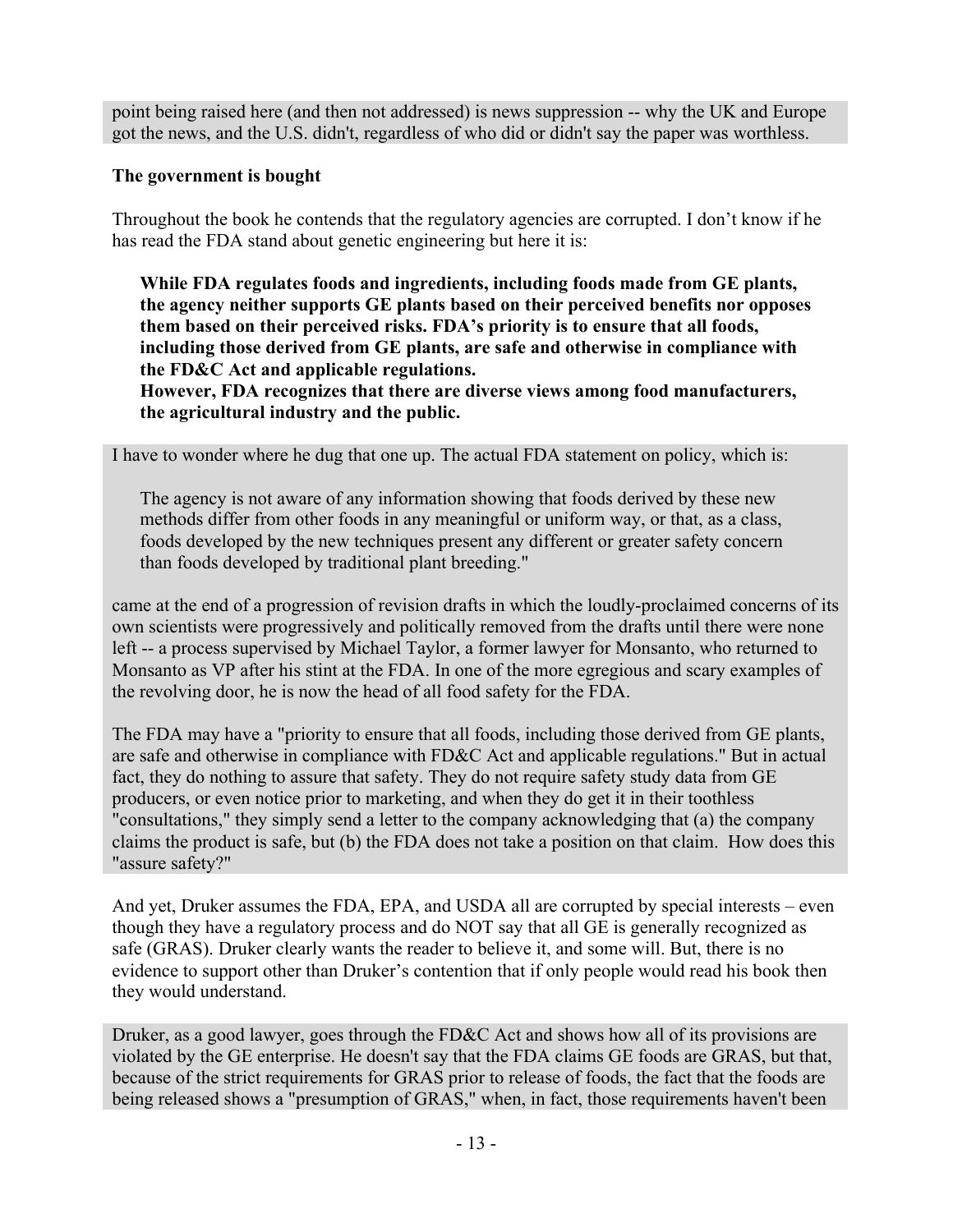point being raised here (and then not addressed) is news suppression -- why the UK and Europe got the news, and the U.S. didn't, regardless of who did or didn't say the paper was worthless.

**The government is bought**

Throughout the book he contends that the regulatory agencies are corrupted. I don't know if he has read the FDA stand about genetic engineering but here it is:

> **While FDA regulates foods and ingredients, including foods made from GE plants, the agency neither supports GE plants based on their perceived benefits nor opposes them based on their perceived risks. FDA's priority is to ensure that all foods, including those derived from GE plants, are safe and otherwise in compliance with the FD&C Act and applicable regulations.**
> **However, FDA recognizes that there are diverse views among food manufacturers, the agricultural industry and the public.**

I have to wonder where he dug that one up. The actual FDA statement on policy, which is:

> The agency is not aware of any information showing that foods derived by these new methods differ from other foods in any meaningful or uniform way, or that, as a class, foods developed by the new techniques present any different or greater safety concern than foods developed by traditional plant breeding."

came at the end of a progression of revision drafts in which the loudly-proclaimed concerns of its own scientists were progressively and politically removed from the drafts until there were none left -- a process supervised by Michael Taylor, a former lawyer for Monsanto, who returned to Monsanto as VP after his stint at the FDA. In one of the more egregious and scary examples of the revolving door, he is now the head of all food safety for the FDA.

The FDA may have a "priority to ensure that all foods, including those derived from GE plants, are safe and otherwise in compliance with FD&C Act and applicable regulations." But in actual fact, they do nothing to assure that safety. They do not require safety study data from GE producers, or even notice prior to marketing, and when they do get it in their toothless "consultations," they simply send a letter to the company acknowledging that (a) the company claims the product is safe, but (b) the FDA does not take a position on that claim. How does this "assure safety?"

And yet, Druker assumes the FDA, EPA, and USDA all are corrupted by special interests – even though they have a regulatory process and do NOT say that all GE is generally recognized as safe (GRAS). Druker clearly wants the reader to believe it, and some will. But, there is no evidence to support other than Druker's contention that if only people would read his book then they would understand.

Druker, as a good lawyer, goes through the FD&C Act and shows how all of its provisions are violated by the GE enterprise. He doesn't say that the FDA claims GE foods are GRAS, but that, because of the strict requirements for GRAS prior to release of foods, the fact that the foods are being released shows a "presumption of GRAS," when, in fact, those requirements haven't been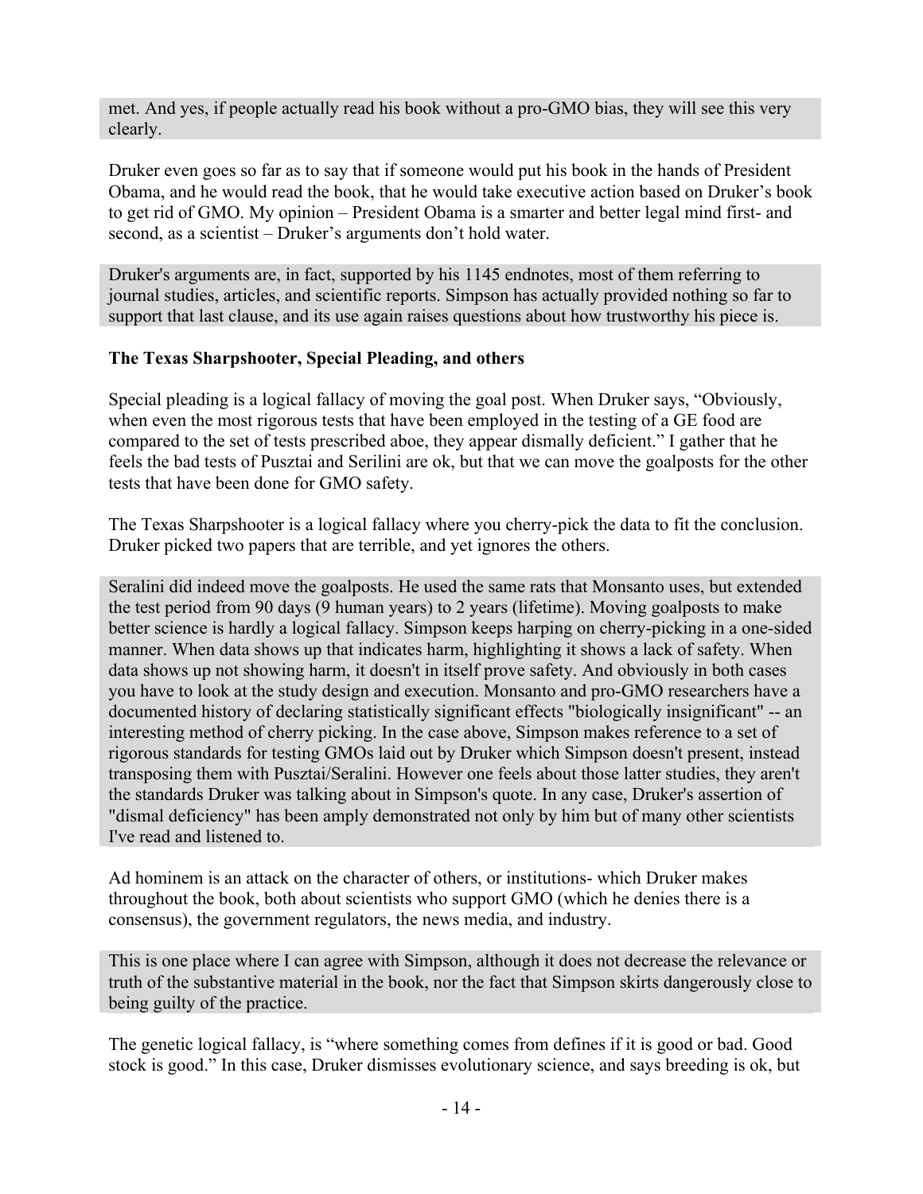met. And yes, if people actually read his book without a pro-GMO bias, they will see this very clearly.

Druker even goes so far as to say that if someone would put his book in the hands of President Obama, and he would read the book, that he would take executive action based on Druker's book to get rid of GMO. My opinion – President Obama is a smarter and better legal mind first- and second, as a scientist – Druker's arguments don't hold water.

Druker's arguments are, in fact, supported by his 1145 endnotes, most of them referring to journal studies, articles, and scientific reports. Simpson has actually provided nothing so far to support that last clause, and its use again raises questions about how trustworthy his piece is.

### The Texas Sharpshooter, Special Pleading, and others

Special pleading is a logical fallacy of moving the goal post. When Druker says, "Obviously, when even the most rigorous tests that have been employed in the testing of a GE food are compared to the set of tests prescribed aboe, they appear dismally deficient." I gather that he feels the bad tests of Pusztai and Serilini are ok, but that we can move the goalposts for the other tests that have been done for GMO safety.

The Texas Sharpshooter is a logical fallacy where you cherry-pick the data to fit the conclusion. Druker picked two papers that are terrible, and yet ignores the others.

Seralini did indeed move the goalposts. He used the same rats that Monsanto uses, but extended the test period from 90 days (9 human years) to 2 years (lifetime). Moving goalposts to make better science is hardly a logical fallacy. Simpson keeps harping on cherry-picking in a one-sided manner. When data shows up that indicates harm, highlighting it shows a lack of safety. When data shows up not showing harm, it doesn't in itself prove safety. And obviously in both cases you have to look at the study design and execution. Monsanto and pro-GMO researchers have a documented history of declaring statistically significant effects "biologically insignificant" -- an interesting method of cherry picking. In the case above, Simpson makes reference to a set of rigorous standards for testing GMOs laid out by Druker which Simpson doesn't present, instead transposing them with Pusztai/Seralini. However one feels about those latter studies, they aren't the standards Druker was talking about in Simpson's quote. In any case, Druker's assertion of "dismal deficiency" has been amply demonstrated not only by him but of many other scientists I've read and listened to.

Ad hominem is an attack on the character of others, or institutions- which Druker makes throughout the book, both about scientists who support GMO (which he denies there is a consensus), the government regulators, the news media, and industry.

This is one place where I can agree with Simpson, although it does not decrease the relevance or truth of the substantive material in the book, nor the fact that Simpson skirts dangerously close to being guilty of the practice.

The genetic logical fallacy, is "where something comes from defines if it is good or bad. Good stock is good." In this case, Druker dismisses evolutionary science, and says breeding is ok, but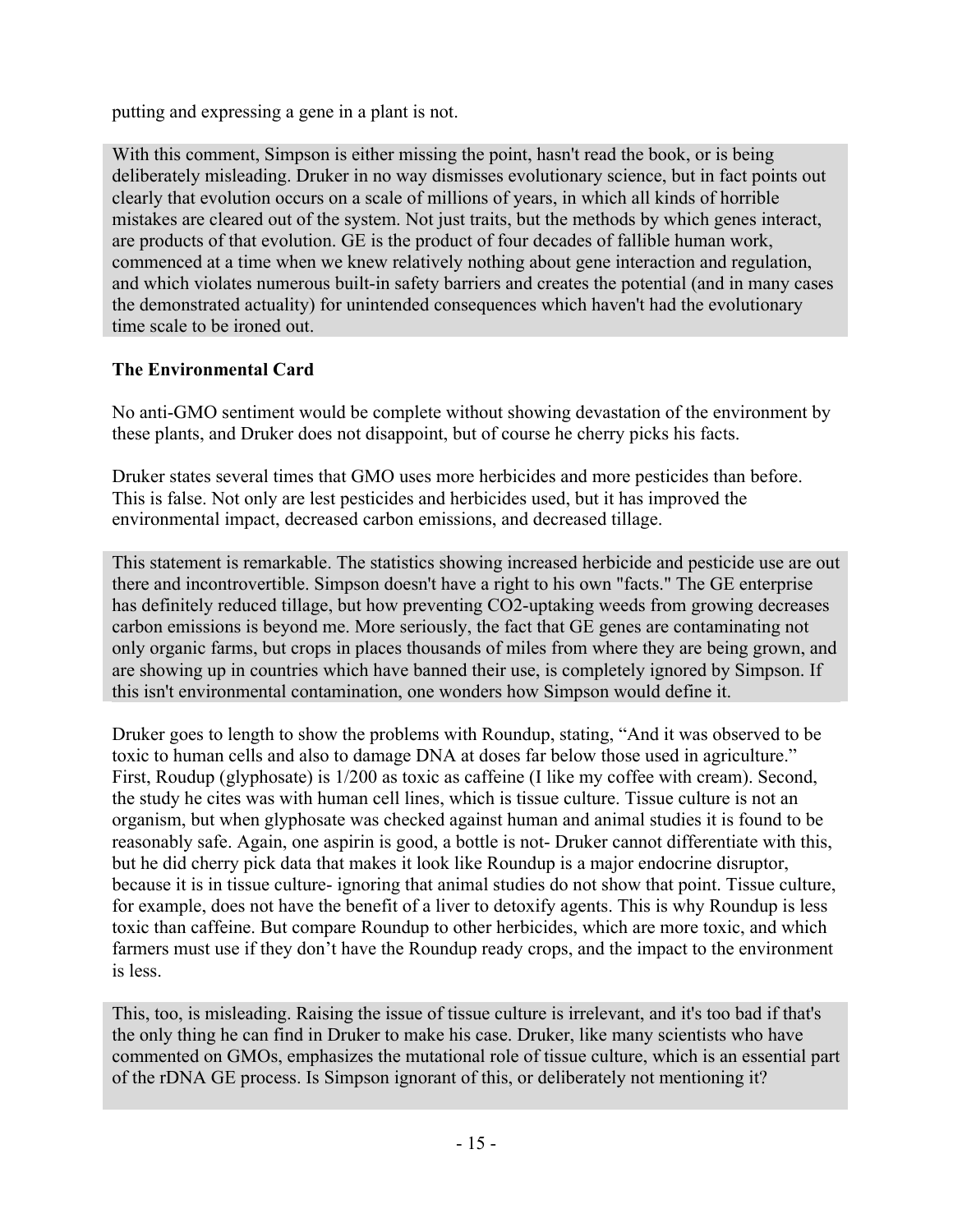putting and expressing a gene in a plant is not.

> With this comment, Simpson is either missing the point, hasn't read the book, or is being deliberately misleading. Druker in no way dismisses evolutionary science, but in fact points out clearly that evolution occurs on a scale of millions of years, in which all kinds of horrible mistakes are cleared out of the system. Not just traits, but the methods by which genes interact, are products of that evolution. GE is the product of four decades of fallible human work, commenced at a time when we knew relatively nothing about gene interaction and regulation, and which violates numerous built-in safety barriers and creates the potential (and in many cases the demonstrated actuality) for unintended consequences which haven't had the evolutionary time scale to be ironed out.

**The Environmental Card**

No anti-GMO sentiment would be complete without showing devastation of the environment by these plants, and Druker does not disappoint, but of course he cherry picks his facts.

Druker states several times that GMO uses more herbicides and more pesticides than before. This is false. Not only are lest pesticides and herbicides used, but it has improved the environmental impact, decreased carbon emissions, and decreased tillage.

> This statement is remarkable. The statistics showing increased herbicide and pesticide use are out there and incontrovertible. Simpson doesn't have a right to his own "facts." The GE enterprise has definitely reduced tillage, but how preventing $CO_2$-uptaking weeds from growing decreases carbon emissions is beyond me. More seriously, the fact that GE genes are contaminating not only organic farms, but crops in places thousands of miles from where they are being grown, and are showing up in countries which have banned their use, is completely ignored by Simpson. If this isn't environmental contamination, one wonders how Simpson would define it.

Druker goes to length to show the problems with Roundup, stating, "And it was observed to be toxic to human cells and also to damage DNA at doses far below those used in agriculture." First, Roudup (glyphosate) is 1/200 as toxic as caffeine (I like my coffee with cream). Second, the study he cites was with human cell lines, which is tissue culture. Tissue culture is not an organism, but when glyphosate was checked against human and animal studies it is found to be reasonably safe. Again, one aspirin is good, a bottle is not- Druker cannot differentiate with this, but he did cherry pick data that makes it look like Roundup is a major endocrine disruptor, because it is in tissue culture- ignoring that animal studies do not show that point. Tissue culture, for example, does not have the benefit of a liver to detoxify agents. This is why Roundup is less toxic than caffeine. But compare Roundup to other herbicides, which are more toxic, and which farmers must use if they don't have the Roundup ready crops, and the impact to the environment is less.

> This, too, is misleading. Raising the issue of tissue culture is irrelevant, and it's too bad if that's the only thing he can find in Druker to make his case. Druker, like many scientists who have commented on GMOs, emphasizes the mutational role of tissue culture, which is an essential part of the rDNA GE process. Is Simpson ignorant of this, or deliberately not mentioning it?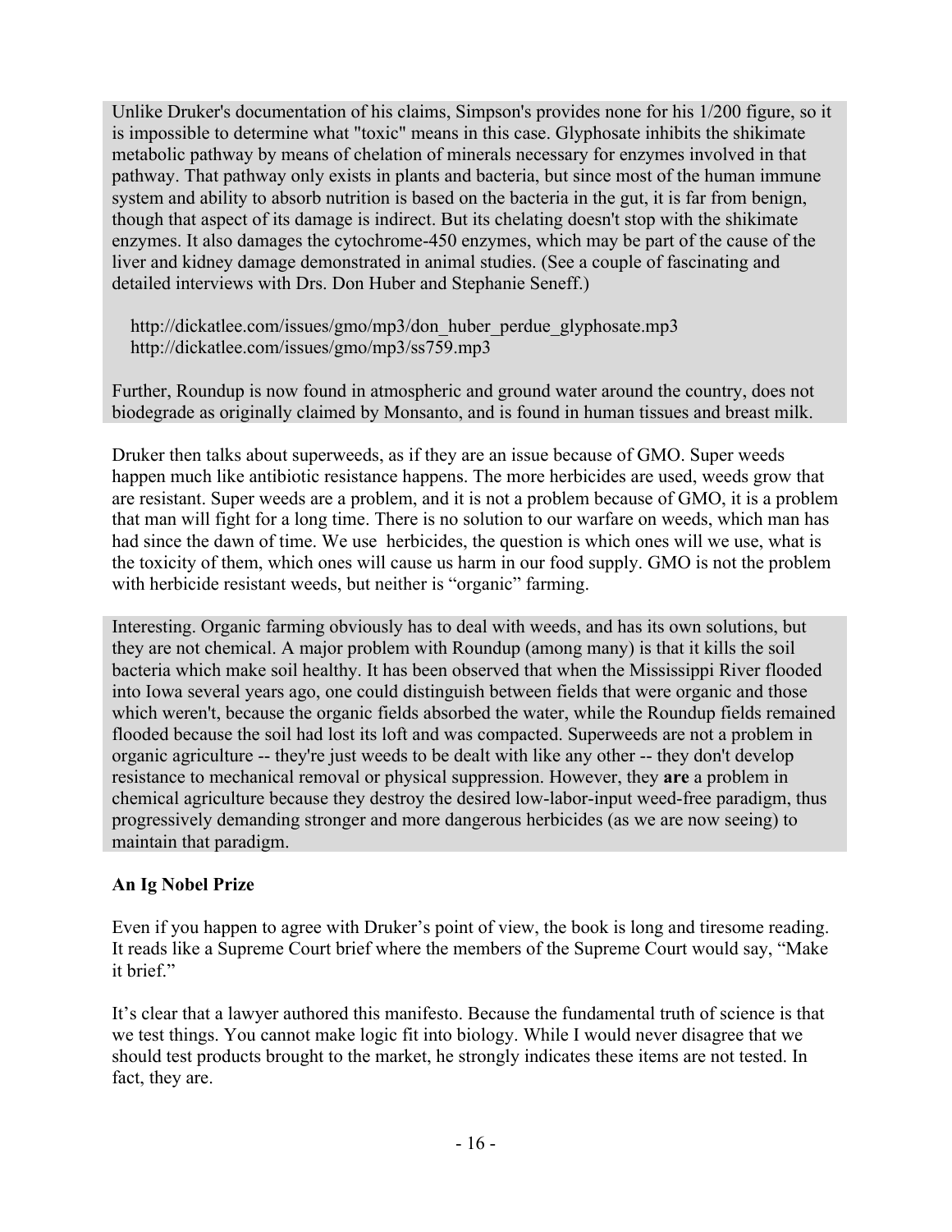Unlike Druker's documentation of his claims, Simpson's provides none for his 1/200 figure, so it is impossible to determine what "toxic" means in this case. Glyphosate inhibits the shikimate metabolic pathway by means of chelation of minerals necessary for enzymes involved in that pathway. That pathway only exists in plants and bacteria, but since most of the human immune system and ability to absorb nutrition is based on the bacteria in the gut, it is far from benign, though that aspect of its damage is indirect. But its chelating doesn't stop with the shikimate enzymes. It also damages the cytochrome-450 enzymes, which may be part of the cause of the liver and kidney damage demonstrated in animal studies. (See a couple of fascinating and detailed interviews with Drs. Don Huber and Stephanie Seneff.)

http://dickatlee.com/issues/gmo/mp3/don_huber_perdue_glyphosate.mp3
http://dickatlee.com/issues/gmo/mp3/ss759.mp3

Further, Roundup is now found in atmospheric and ground water around the country, does not biodegrade as originally claimed by Monsanto, and is found in human tissues and breast milk.

Druker then talks about superweeds, as if they are an issue because of GMO. Super weeds happen much like antibiotic resistance happens. The more herbicides are used, weeds grow that are resistant. Super weeds are a problem, and it is not a problem because of GMO, it is a problem that man will fight for a long time. There is no solution to our warfare on weeds, which man has had since the dawn of time. We use herbicides, the question is which ones will we use, what is the toxicity of them, which ones will cause us harm in our food supply. GMO is not the problem with herbicide resistant weeds, but neither is "organic" farming.

Interesting. Organic farming obviously has to deal with weeds, and has its own solutions, but they are not chemical. A major problem with Roundup (among many) is that it kills the soil bacteria which make soil healthy. It has been observed that when the Mississippi River flooded into Iowa several years ago, one could distinguish between fields that were organic and those which weren't, because the organic fields absorbed the water, while the Roundup fields remained flooded because the soil had lost its loft and was compacted. Superweeds are not a problem in organic agriculture -- they're just weeds to be dealt with like any other -- they don't develop resistance to mechanical removal or physical suppression. However, they **are** a problem in chemical agriculture because they destroy the desired low-labor-input weed-free paradigm, thus progressively demanding stronger and more dangerous herbicides (as we are now seeing) to maintain that paradigm.

**An Ig Nobel Prize**

Even if you happen to agree with Druker's point of view, the book is long and tiresome reading. It reads like a Supreme Court brief where the members of the Supreme Court would say, "Make it brief."

It's clear that a lawyer authored this manifesto. Because the fundamental truth of science is that we test things. You cannot make logic fit into biology. While I would never disagree that we should test products brought to the market, he strongly indicates these items are not tested. In fact, they are.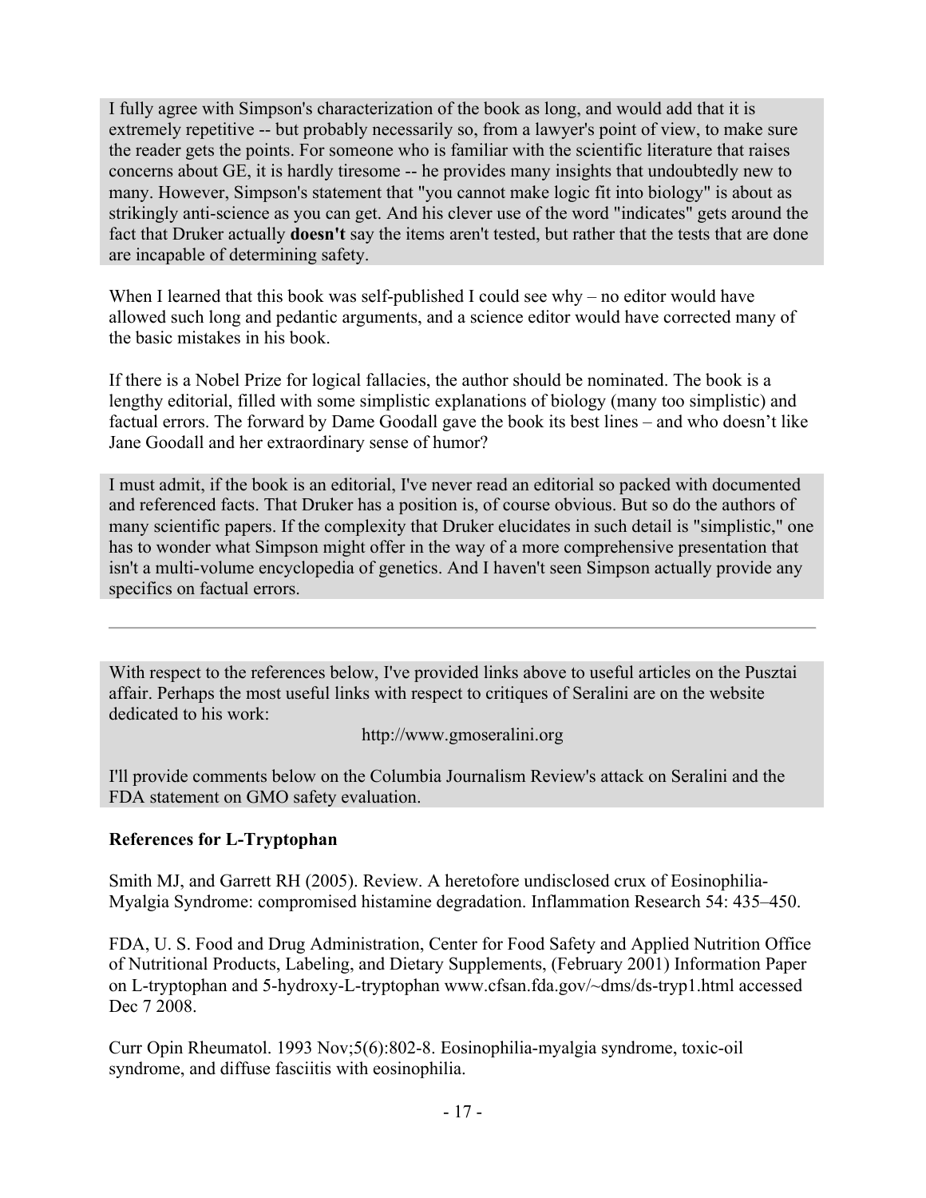I fully agree with Simpson's characterization of the book as long, and would add that it is extremely repetitive -- but probably necessarily so, from a lawyer's point of view, to make sure the reader gets the points. For someone who is familiar with the scientific literature that raises concerns about GE, it is hardly tiresome -- he provides many insights that undoubtedly new to many. However, Simpson's statement that "you cannot make logic fit into biology" is about as strikingly anti-science as you can get. And his clever use of the word "indicates" gets around the fact that Druker actually **doesn't** say the items aren't tested, but rather that the tests that are done are incapable of determining safety.

When I learned that this book was self-published I could see why – no editor would have allowed such long and pedantic arguments, and a science editor would have corrected many of the basic mistakes in his book.

If there is a Nobel Prize for logical fallacies, the author should be nominated. The book is a lengthy editorial, filled with some simplistic explanations of biology (many too simplistic) and factual errors. The forward by Dame Goodall gave the book its best lines – and who doesn't like Jane Goodall and her extraordinary sense of humor?

I must admit, if the book is an editorial, I've never read an editorial so packed with documented and referenced facts. That Druker has a position is, of course obvious. But so do the authors of many scientific papers. If the complexity that Druker elucidates in such detail is "simplistic," one has to wonder what Simpson might offer in the way of a more comprehensive presentation that isn't a multi-volume encyclopedia of genetics. And I haven't seen Simpson actually provide any specifics on factual errors.

---

With respect to the references below, I've provided links above to useful articles on the Pusztai affair. Perhaps the most useful links with respect to critiques of Seralini are on the website dedicated to his work:

http://www.gmoseralini.org

I'll provide comments below on the Columbia Journalism Review's attack on Seralini and the FDA statement on GMO safety evaluation.

**References for L-Tryptophan**

Smith MJ, and Garrett RH (2005). Review. A heretofore undisclosed crux of Eosinophilia-Myalgia Syndrome: compromised histamine degradation. Inflammation Research 54: 435–450.

FDA, U. S. Food and Drug Administration, Center for Food Safety and Applied Nutrition Office of Nutritional Products, Labeling, and Dietary Supplements, (February 2001) Information Paper on L-tryptophan and 5-hydroxy-L-tryptophan www.cfsan.fda.gov/~dms/ds-tryp1.html accessed Dec 7 2008.

Curr Opin Rheumatol. 1993 Nov;5(6):802-8. Eosinophilia-myalgia syndrome, toxic-oil syndrome, and diffuse fasciitis with eosinophilia.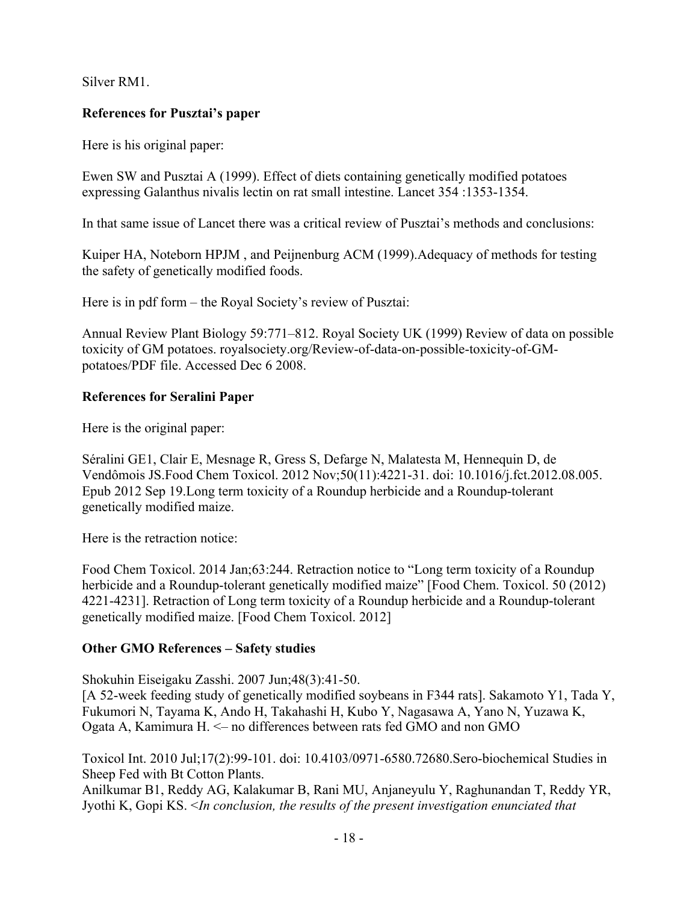Silver RM1.

**References for Pusztai's paper**

Here is his original paper:

Ewen SW and Pusztai A (1999). Effect of diets containing genetically modified potatoes expressing Galanthus nivalis lectin on rat small intestine. Lancet 354 :1353-1354.

In that same issue of Lancet there was a critical review of Pusztai's methods and conclusions:

Kuiper HA, Noteborn HPJM , and Peijnenburg ACM (1999).Adequacy of methods for testing the safety of genetically modified foods.

Here is in pdf form – the Royal Society's review of Pusztai:

Annual Review Plant Biology 59:771–812. Royal Society UK (1999) Review of data on possible toxicity of GM potatoes. royalsociety.org/Review-of-data-on-possible-toxicity-of-GM-potatoes/PDF file. Accessed Dec 6 2008.

**References for Seralini Paper**

Here is the original paper:

Séralini GE1, Clair E, Mesnage R, Gress S, Defarge N, Malatesta M, Hennequin D, de Vendômois JS.Food Chem Toxicol. 2012 Nov;50(11):4221-31. doi: 10.1016/j.fct.2012.08.005. Epub 2012 Sep 19.Long term toxicity of a Roundup herbicide and a Roundup-tolerant genetically modified maize.

Here is the retraction notice:

Food Chem Toxicol. 2014 Jan;63:244. Retraction notice to "Long term toxicity of a Roundup herbicide and a Roundup-tolerant genetically modified maize" [Food Chem. Toxicol. 50 (2012) 4221-4231]. Retraction of Long term toxicity of a Roundup herbicide and a Roundup-tolerant genetically modified maize. [Food Chem Toxicol. 2012]

**Other GMO References – Safety studies**

Shokuhin Eiseigaku Zasshi. 2007 Jun;48(3):41-50.
[A 52-week feeding study of genetically modified soybeans in F344 rats]. Sakamoto Y1, Tada Y, Fukumori N, Tayama K, Ando H, Takahashi H, Kubo Y, Nagasawa A, Yano N, Yuzawa K, Ogata A, Kamimura H. <– no differences between rats fed GMO and non GMO

Toxicol Int. 2010 Jul;17(2):99-101. doi: 10.4103/0971-6580.72680.Sero-biochemical Studies in Sheep Fed with Bt Cotton Plants.
Anilkumar B1, Reddy AG, Kalakumar B, Rani MU, Anjaneyulu Y, Raghunandan T, Reddy YR, Jyothi K, Gopi KS. <*In conclusion, the results of the present investigation enunciated that*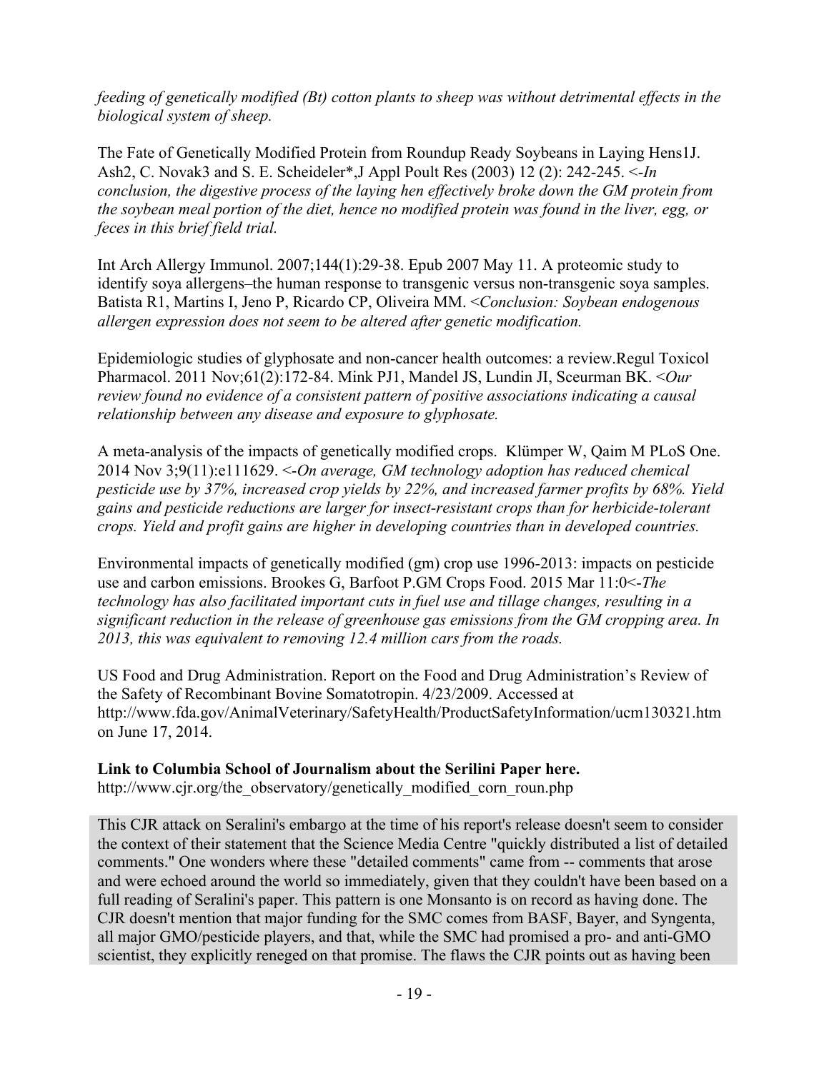*feeding of genetically modified (Bt) cotton plants to sheep was without detrimental effects in the biological system of sheep.*

The Fate of Genetically Modified Protein from Roundup Ready Soybeans in Laying Hens1J. Ash2, C. Novak3 and S. E. Scheideler*,J Appl Poult Res (2003) 12 (2): 242-245. <-*In conclusion, the digestive process of the laying hen effectively broke down the GM protein from the soybean meal portion of the diet, hence no modified protein was found in the liver, egg, or feces in this brief field trial.*

Int Arch Allergy Immunol. 2007;144(1):29-38. Epub 2007 May 11. A proteomic study to identify soya allergens–the human response to transgenic versus non-transgenic soya samples. Batista R1, Martins I, Jeno P, Ricardo CP, Oliveira MM. <*Conclusion: Soybean endogenous allergen expression does not seem to be altered after genetic modification.*

Epidemiologic studies of glyphosate and non-cancer health outcomes: a review.Regul Toxicol Pharmacol. 2011 Nov;61(2):172-84. Mink PJ1, Mandel JS, Lundin JI, Sceurman BK. <*Our review found no evidence of a consistent pattern of positive associations indicating a causal relationship between any disease and exposure to glyphosate.*

A meta-analysis of the impacts of genetically modified crops. Klümper W, Qaim M PLoS One. 2014 Nov 3;9(11):e111629. <-*On average, GM technology adoption has reduced chemical pesticide use by 37%, increased crop yields by 22%, and increased farmer profits by 68%. Yield gains and pesticide reductions are larger for insect-resistant crops than for herbicide-tolerant crops. Yield and profit gains are higher in developing countries than in developed countries.*

Environmental impacts of genetically modified (gm) crop use 1996-2013: impacts on pesticide use and carbon emissions. Brookes G, Barfoot P.GM Crops Food. 2015 Mar 11:0<-*The technology has also facilitated important cuts in fuel use and tillage changes, resulting in a significant reduction in the release of greenhouse gas emissions from the GM cropping area. In 2013, this was equivalent to removing 12.4 million cars from the roads.*

US Food and Drug Administration. Report on the Food and Drug Administration's Review of the Safety of Recombinant Bovine Somatotropin. 4/23/2009. Accessed at http://www.fda.gov/AnimalVeterinary/SafetyHealth/ProductSafetyInformation/ucm130321.htm on June 17, 2014.

**Link to Columbia School of Journalism about the Serilini Paper here.**
http://www.cjr.org/the_observatory/genetically_modified_corn_roun.php

This CJR attack on Seralini's embargo at the time of his report's release doesn't seem to consider the context of their statement that the Science Media Centre "quickly distributed a list of detailed comments." One wonders where these "detailed comments" came from -- comments that arose and were echoed around the world so immediately, given that they couldn't have been based on a full reading of Seralini's paper. This pattern is one Monsanto is on record as having done. The CJR doesn't mention that major funding for the SMC comes from BASF, Bayer, and Syngenta, all major GMO/pesticide players, and that, while the SMC had promised a pro- and anti-GMO scientist, they explicitly reneged on that promise. The flaws the CJR points out as having been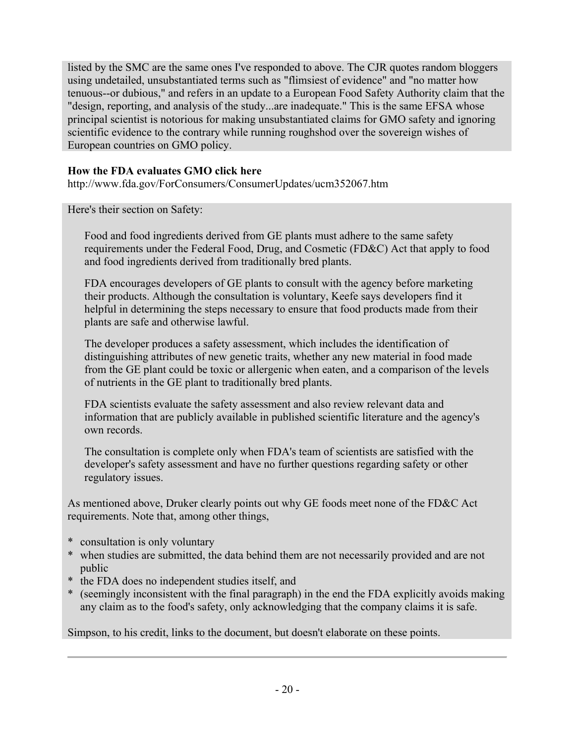listed by the SMC are the same ones I've responded to above. The CJR quotes random bloggers using undetailed, unsubstantiated terms such as "flimsiest of evidence" and "no matter how tenuous--or dubious," and refers in an update to a European Food Safety Authority claim that the "design, reporting, and analysis of the study...are inadequate." This is the same EFSA whose principal scientist is notorious for making unsubstantiated claims for GMO safety and ignoring scientific evidence to the contrary while running roughshod over the sovereign wishes of European countries on GMO policy.

**How the FDA evaluates GMO click here**
http://www.fda.gov/ForConsumers/ConsumerUpdates/ucm352067.htm

Here's their section on Safety:

> Food and food ingredients derived from GE plants must adhere to the same safety requirements under the Federal Food, Drug, and Cosmetic (FD&C) Act that apply to food and food ingredients derived from traditionally bred plants.
>
> FDA encourages developers of GE plants to consult with the agency before marketing their products. Although the consultation is voluntary, Keefe says developers find it helpful in determining the steps necessary to ensure that food products made from their plants are safe and otherwise lawful.
>
> The developer produces a safety assessment, which includes the identification of distinguishing attributes of new genetic traits, whether any new material in food made from the GE plant could be toxic or allergenic when eaten, and a comparison of the levels of nutrients in the GE plant to traditionally bred plants.
>
> FDA scientists evaluate the safety assessment and also review relevant data and information that are publicly available in published scientific literature and the agency's own records.
>
> The consultation is complete only when FDA's team of scientists are satisfied with the developer's safety assessment and have no further questions regarding safety or other regulatory issues.

As mentioned above, Druker clearly points out why GE foods meet none of the FD&C Act requirements. Note that, among other things,

* consultation is only voluntary
* when studies are submitted, the data behind them are not necessarily provided and are not public
* the FDA does no independent studies itself, and
* (seemingly inconsistent with the final paragraph) in the end the FDA explicitly avoids making any claim as to the food's safety, only acknowledging that the company claims it is safe.

Simpson, to his credit, links to the document, but doesn't elaborate on these points.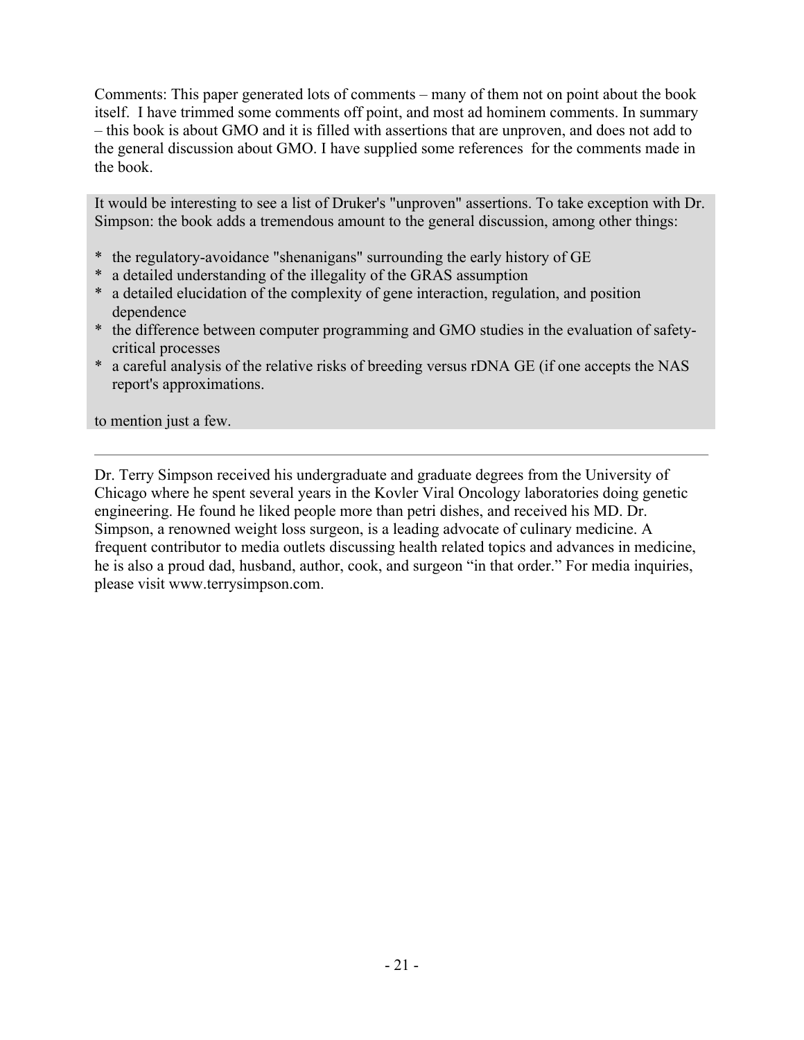Comments: This paper generated lots of comments – many of them not on point about the book itself. I have trimmed some comments off point, and most ad hominem comments. In summary – this book is about GMO and it is filled with assertions that are unproven, and does not add to the general discussion about GMO. I have supplied some references for the comments made in the book.

It would be interesting to see a list of Druker's "unproven" assertions. To take exception with Dr. Simpson: the book adds a tremendous amount to the general discussion, among other things:

* the regulatory-avoidance "shenanigans" surrounding the early history of GE
* a detailed understanding of the illegality of the GRAS assumption
* a detailed elucidation of the complexity of gene interaction, regulation, and position dependence
* the difference between computer programming and GMO studies in the evaluation of safety-critical processes
* a careful analysis of the relative risks of breeding versus rDNA GE (if one accepts the NAS report's approximations.

to mention just a few.

---

Dr. Terry Simpson received his undergraduate and graduate degrees from the University of Chicago where he spent several years in the Kovler Viral Oncology laboratories doing genetic engineering. He found he liked people more than petri dishes, and received his MD. Dr. Simpson, a renowned weight loss surgeon, is a leading advocate of culinary medicine. A frequent contributor to media outlets discussing health related topics and advances in medicine, he is also a proud dad, husband, author, cook, and surgeon "in that order." For media inquiries, please visit www.terrysimpson.com.